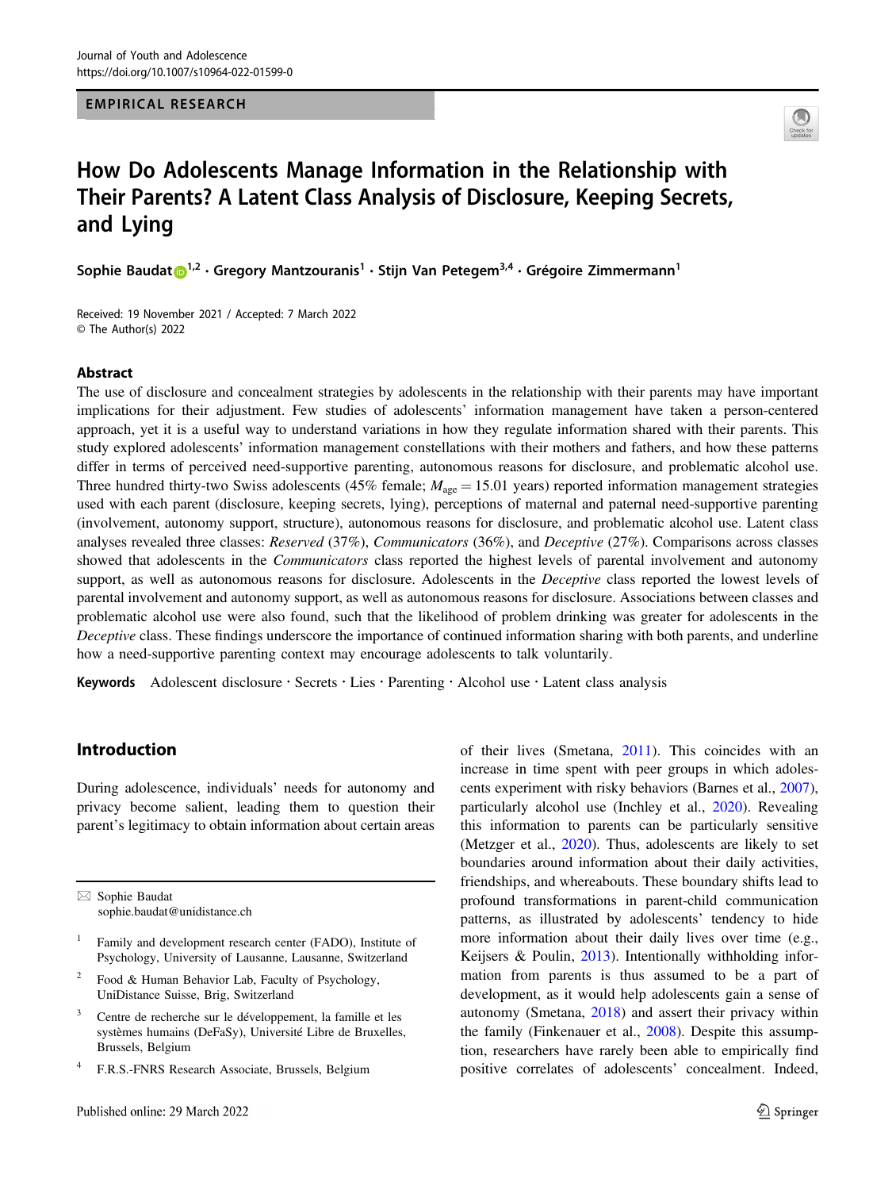EMPIRICAL RESEARCH

# How Do Adolescents Manage Information in the Relationship with Their Parents? A Latent Class Analysis of Disclosure, Keeping Secrets, and Lying

Sophie Baudat[1,2] · Gregory Mantzouranis[1] · Stijn Van Petegem[3,4] · Grégoire Zimmermann[1]

Received: 19 November 2021 / Accepted: 7 March 2022
© The Author(s) 2022

## Abstract

The use of disclosure and concealment strategies by adolescents in the relationship with their parents may have important implications for their adjustment. Few studies of adolescents' information management have taken a person-centered approach, yet it is a useful way to understand variations in how they regulate information shared with their parents. This study explored adolescents' information management constellations with their mothers and fathers, and how these patterns differ in terms of perceived need-supportive parenting, autonomous reasons for disclosure, and problematic alcohol use. Three hundred thirty-two Swiss adolescents (45% female; $M_{age} = 15.01$ years) reported information management strategies used with each parent (disclosure, keeping secrets, lying), perceptions of maternal and paternal need-supportive parenting (involvement, autonomy support, structure), autonomous reasons for disclosure, and problematic alcohol use. Latent class analyses revealed three classes: *Reserved* (37%), *Communicators* (36%), and *Deceptive* (27%). Comparisons across classes showed that adolescents in the *Communicators* class reported the highest levels of parental involvement and autonomy support, as well as autonomous reasons for disclosure. Adolescents in the *Deceptive* class reported the lowest levels of parental involvement and autonomy support, as well as autonomous reasons for disclosure. Associations between classes and problematic alcohol use were also found, such that the likelihood of problem drinking was greater for adolescents in the *Deceptive* class. These findings underscore the importance of continued information sharing with both parents, and underline how a need-supportive parenting context may encourage adolescents to talk voluntarily.

**Keywords** Adolescent disclosure · Secrets · Lies · Parenting · Alcohol use · Latent class analysis

## Introduction

During adolescence, individuals' needs for autonomy and privacy become salient, leading them to question their parent's legitimacy to obtain information about certain areas of their lives (Smetana, 2011). This coincides with an increase in time spent with peer groups in which adolescents experiment with risky behaviors (Barnes et al., 2007), particularly alcohol use (Inchley et al., 2020). Revealing this information to parents can be particularly sensitive (Metzger et al., 2020). Thus, adolescents are likely to set boundaries around information about their daily activities, friendships, and whereabouts. These boundary shifts lead to profound transformations in parent-child communication patterns, as illustrated by adolescents' tendency to hide more information about their daily lives over time (e.g., Keijsers & Poulin, 2013). Intentionally withholding information from parents is thus assumed to be a part of development, as it would help adolescents gain a sense of autonomy (Smetana, 2018) and assert their privacy within the family (Finkenauer et al., 2008). Despite this assumption, researchers have rarely been able to empirically find positive correlates of adolescents' concealment. Indeed,

---

✉ Sophie Baudat
sophie.baudat@unidistance.ch

[1] Family and development research center (FADO), Institute of Psychology, University of Lausanne, Lausanne, Switzerland

[2] Food & Human Behavior Lab, Faculty of Psychology, UniDistance Suisse, Brig, Switzerland

[3] Centre de recherche sur le développement, la famille et les systèmes humains (DeFaSy), Université Libre de Bruxelles, Brussels, Belgium

[4] F.R.S.-FNRS Research Associate, Brussels, Belgium

Published online: 29 March 2022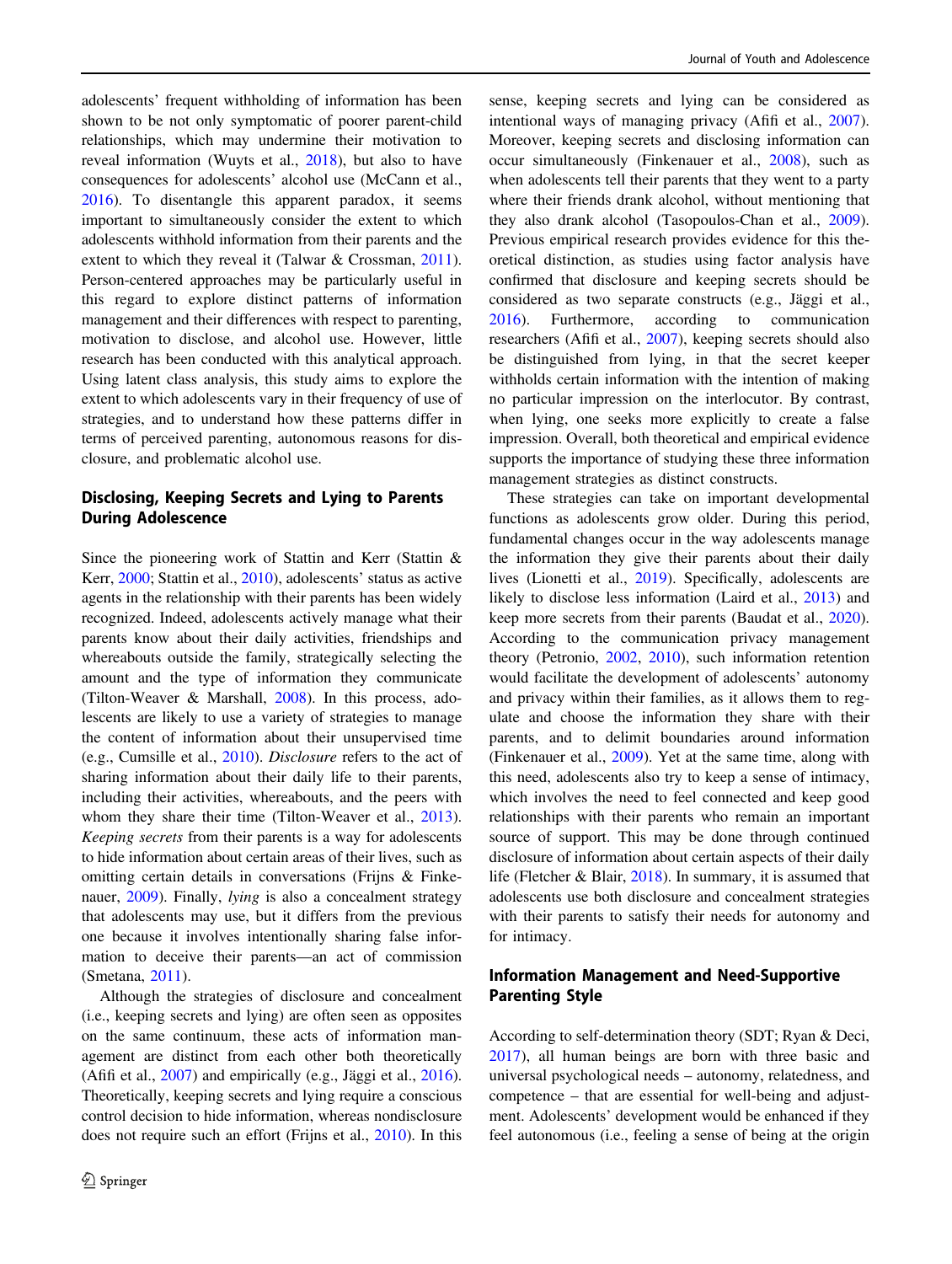adolescents' frequent withholding of information has been shown to be not only symptomatic of poorer parent-child relationships, which may undermine their motivation to reveal information (Wuyts et al., 2018), but also to have consequences for adolescents' alcohol use (McCann et al., 2016). To disentangle this apparent paradox, it seems important to simultaneously consider the extent to which adolescents withhold information from their parents and the extent to which they reveal it (Talwar & Crossman, 2011). Person-centered approaches may be particularly useful in this regard to explore distinct patterns of information management and their differences with respect to parenting, motivation to disclose, and alcohol use. However, little research has been conducted with this analytical approach. Using latent class analysis, this study aims to explore the extent to which adolescents vary in their frequency of use of strategies, and to understand how these patterns differ in terms of perceived parenting, autonomous reasons for disclosure, and problematic alcohol use.

## Disclosing, Keeping Secrets and Lying to Parents During Adolescence

Since the pioneering work of Stattin and Kerr (Stattin & Kerr, 2000; Stattin et al., 2010), adolescents' status as active agents in the relationship with their parents has been widely recognized. Indeed, adolescents actively manage what their parents know about their daily activities, friendships and whereabouts outside the family, strategically selecting the amount and the type of information they communicate (Tilton-Weaver & Marshall, 2008). In this process, adolescents are likely to use a variety of strategies to manage the content of information about their unsupervised time (e.g., Cumsille et al., 2010). *Disclosure* refers to the act of sharing information about their daily life to their parents, including their activities, whereabouts, and the peers with whom they share their time (Tilton-Weaver et al., 2013). *Keeping secrets* from their parents is a way for adolescents to hide information about certain areas of their lives, such as omitting certain details in conversations (Frijns & Finkenauer, 2009). Finally, *lying* is also a concealment strategy that adolescents may use, but it differs from the previous one because it involves intentionally sharing false information to deceive their parents—an act of commission (Smetana, 2011).

Although the strategies of disclosure and concealment (i.e., keeping secrets and lying) are often seen as opposites on the same continuum, these acts of information management are distinct from each other both theoretically (Afifi et al., 2007) and empirically (e.g., Jäggi et al., 2016). Theoretically, keeping secrets and lying require a conscious control decision to hide information, whereas nondisclosure does not require such an effort (Frijns et al., 2010). In this sense, keeping secrets and lying can be considered as intentional ways of managing privacy (Afifi et al., 2007). Moreover, keeping secrets and disclosing information can occur simultaneously (Finkenauer et al., 2008), such as when adolescents tell their parents that they went to a party where their friends drank alcohol, without mentioning that they also drank alcohol (Tasopoulos-Chan et al., 2009). Previous empirical research provides evidence for this theoretical distinction, as studies using factor analysis have confirmed that disclosure and keeping secrets should be considered as two separate constructs (e.g., Jäggi et al., 2016). Furthermore, according to communication researchers (Afifi et al., 2007), keeping secrets should also be distinguished from lying, in that the secret keeper withholds certain information with the intention of making no particular impression on the interlocutor. By contrast, when lying, one seeks more explicitly to create a false impression. Overall, both theoretical and empirical evidence supports the importance of studying these three information management strategies as distinct constructs.

These strategies can take on important developmental functions as adolescents grow older. During this period, fundamental changes occur in the way adolescents manage the information they give their parents about their daily lives (Lionetti et al., 2019). Specifically, adolescents are likely to disclose less information (Laird et al., 2013) and keep more secrets from their parents (Baudat et al., 2020). According to the communication privacy management theory (Petronio, 2002, 2010), such information retention would facilitate the development of adolescents' autonomy and privacy within their families, as it allows them to regulate and choose the information they share with their parents, and to delimit boundaries around information (Finkenauer et al., 2009). Yet at the same time, along with this need, adolescents also try to keep a sense of intimacy, which involves the need to feel connected and keep good relationships with their parents who remain an important source of support. This may be done through continued disclosure of information about certain aspects of their daily life (Fletcher & Blair, 2018). In summary, it is assumed that adolescents use both disclosure and concealment strategies with their parents to satisfy their needs for autonomy and for intimacy.

## Information Management and Need-Supportive Parenting Style

According to self-determination theory (SDT; Ryan & Deci, 2017), all human beings are born with three basic and universal psychological needs – autonomy, relatedness, and competence – that are essential for well-being and adjustment. Adolescents' development would be enhanced if they feel autonomous (i.e., feeling a sense of being at the origin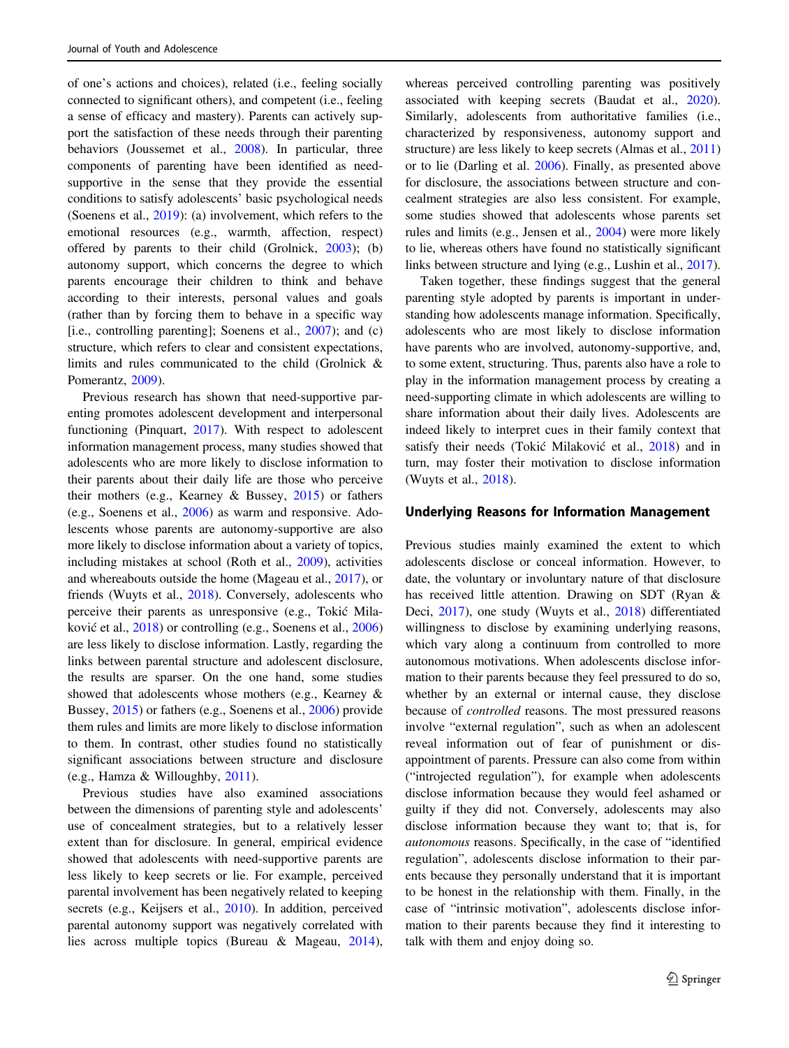of one's actions and choices), related (i.e., feeling socially connected to significant others), and competent (i.e., feeling a sense of efficacy and mastery). Parents can actively support the satisfaction of these needs through their parenting behaviors (Joussemet et al., 2008). In particular, three components of parenting have been identified as need-supportive in the sense that they provide the essential conditions to satisfy adolescents' basic psychological needs (Soenens et al., 2019): (a) involvement, which refers to the emotional resources (e.g., warmth, affection, respect) offered by parents to their child (Grolnick, 2003); (b) autonomy support, which concerns the degree to which parents encourage their children to think and behave according to their interests, personal values and goals (rather than by forcing them to behave in a specific way [i.e., controlling parenting]; Soenens et al., 2007); and (c) structure, which refers to clear and consistent expectations, limits and rules communicated to the child (Grolnick & Pomerantz, 2009).

Previous research has shown that need-supportive parenting promotes adolescent development and interpersonal functioning (Pinquart, 2017). With respect to adolescent information management process, many studies showed that adolescents who are more likely to disclose information to their parents about their daily life are those who perceive their mothers (e.g., Kearney & Bussey, 2015) or fathers (e.g., Soenens et al., 2006) as warm and responsive. Adolescents whose parents are autonomy-supportive are also more likely to disclose information about a variety of topics, including mistakes at school (Roth et al., 2009), activities and whereabouts outside the home (Mageau et al., 2017), or friends (Wuyts et al., 2018). Conversely, adolescents who perceive their parents as unresponsive (e.g., Tokić Milaković et al., 2018) or controlling (e.g., Soenens et al., 2006) are less likely to disclose information. Lastly, regarding the links between parental structure and adolescent disclosure, the results are sparser. On the one hand, some studies showed that adolescents whose mothers (e.g., Kearney & Bussey, 2015) or fathers (e.g., Soenens et al., 2006) provide them rules and limits are more likely to disclose information to them. In contrast, other studies found no statistically significant associations between structure and disclosure (e.g., Hamza & Willoughby, 2011).

Previous studies have also examined associations between the dimensions of parenting style and adolescents' use of concealment strategies, but to a relatively lesser extent than for disclosure. In general, empirical evidence showed that adolescents with need-supportive parents are less likely to keep secrets or lie. For example, perceived parental involvement has been negatively related to keeping secrets (e.g., Keijsers et al., 2010). In addition, perceived parental autonomy support was negatively correlated with lies across multiple topics (Bureau & Mageau, 2014), whereas perceived controlling parenting was positively associated with keeping secrets (Baudat et al., 2020). Similarly, adolescents from authoritative families (i.e., characterized by responsiveness, autonomy support and structure) are less likely to keep secrets (Almas et al., 2011) or to lie (Darling et al. 2006). Finally, as presented above for disclosure, the associations between structure and concealment strategies are also less consistent. For example, some studies showed that adolescents whose parents set rules and limits (e.g., Jensen et al., 2004) were more likely to lie, whereas others have found no statistically significant links between structure and lying (e.g., Lushin et al., 2017).

Taken together, these findings suggest that the general parenting style adopted by parents is important in understanding how adolescents manage information. Specifically, adolescents who are most likely to disclose information have parents who are involved, autonomy-supportive, and, to some extent, structuring. Thus, parents also have a role to play in the information management process by creating a need-supporting climate in which adolescents are willing to share information about their daily lives. Adolescents are indeed likely to interpret cues in their family context that satisfy their needs (Tokić Milaković et al., 2018) and in turn, may foster their motivation to disclose information (Wuyts et al., 2018).

## Underlying Reasons for Information Management

Previous studies mainly examined the extent to which adolescents disclose or conceal information. However, to date, the voluntary or involuntary nature of that disclosure has received little attention. Drawing on SDT (Ryan & Deci, 2017), one study (Wuyts et al., 2018) differentiated willingness to disclose by examining underlying reasons, which vary along a continuum from controlled to more autonomous motivations. When adolescents disclose information to their parents because they feel pressured to do so, whether by an external or internal cause, they disclose because of *controlled* reasons. The most pressured reasons involve "external regulation", such as when an adolescent reveal information out of fear of punishment or disappointment of parents. Pressure can also come from within ("introjected regulation"), for example when adolescents disclose information because they would feel ashamed or guilty if they did not. Conversely, adolescents may also disclose information because they want to; that is, for *autonomous* reasons. Specifically, in the case of "identified regulation", adolescents disclose information to their parents because they personally understand that it is important to be honest in the relationship with them. Finally, in the case of "intrinsic motivation", adolescents disclose information to their parents because they find it interesting to talk with them and enjoy doing so.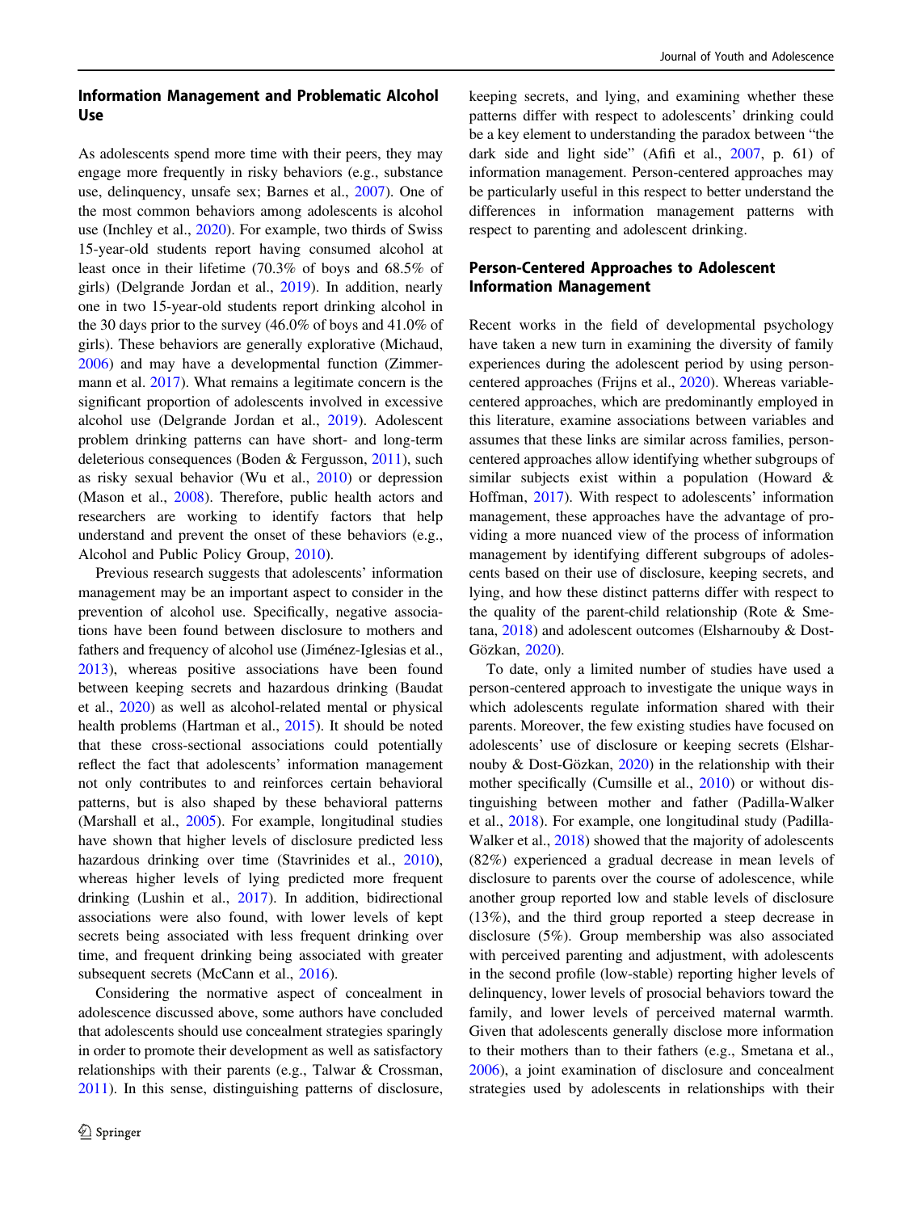## Information Management and Problematic Alcohol Use

As adolescents spend more time with their peers, they may engage more frequently in risky behaviors (e.g., substance use, delinquency, unsafe sex; Barnes et al., 2007). One of the most common behaviors among adolescents is alcohol use (Inchley et al., 2020). For example, two thirds of Swiss 15-year-old students report having consumed alcohol at least once in their lifetime (70.3% of boys and 68.5% of girls) (Delgrande Jordan et al., 2019). In addition, nearly one in two 15-year-old students report drinking alcohol in the 30 days prior to the survey (46.0% of boys and 41.0% of girls). These behaviors are generally explorative (Michaud, 2006) and may have a developmental function (Zimmermann et al. 2017). What remains a legitimate concern is the significant proportion of adolescents involved in excessive alcohol use (Delgrande Jordan et al., 2019). Adolescent problem drinking patterns can have short- and long-term deleterious consequences (Boden & Fergusson, 2011), such as risky sexual behavior (Wu et al., 2010) or depression (Mason et al., 2008). Therefore, public health actors and researchers are working to identify factors that help understand and prevent the onset of these behaviors (e.g., Alcohol and Public Policy Group, 2010).

Previous research suggests that adolescents' information management may be an important aspect to consider in the prevention of alcohol use. Specifically, negative associations have been found between disclosure to mothers and fathers and frequency of alcohol use (Jiménez-Iglesias et al., 2013), whereas positive associations have been found between keeping secrets and hazardous drinking (Baudat et al., 2020) as well as alcohol-related mental or physical health problems (Hartman et al., 2015). It should be noted that these cross-sectional associations could potentially reflect the fact that adolescents' information management not only contributes to and reinforces certain behavioral patterns, but is also shaped by these behavioral patterns (Marshall et al., 2005). For example, longitudinal studies have shown that higher levels of disclosure predicted less hazardous drinking over time (Stavrinides et al., 2010), whereas higher levels of lying predicted more frequent drinking (Lushin et al., 2017). In addition, bidirectional associations were also found, with lower levels of kept secrets being associated with less frequent drinking over time, and frequent drinking being associated with greater subsequent secrets (McCann et al., 2016).

Considering the normative aspect of concealment in adolescence discussed above, some authors have concluded that adolescents should use concealment strategies sparingly in order to promote their development as well as satisfactory relationships with their parents (e.g., Talwar & Crossman, 2011). In this sense, distinguishing patterns of disclosure, keeping secrets, and lying, and examining whether these patterns differ with respect to adolescents' drinking could be a key element to understanding the paradox between "the dark side and light side" (Afifi et al., 2007, p. 61) of information management. Person-centered approaches may be particularly useful in this respect to better understand the differences in information management patterns with respect to parenting and adolescent drinking.

## Person-Centered Approaches to Adolescent Information Management

Recent works in the field of developmental psychology have taken a new turn in examining the diversity of family experiences during the adolescent period by using person-centered approaches (Frijns et al., 2020). Whereas variable-centered approaches, which are predominantly employed in this literature, examine associations between variables and assumes that these links are similar across families, person-centered approaches allow identifying whether subgroups of similar subjects exist within a population (Howard & Hoffman, 2017). With respect to adolescents' information management, these approaches have the advantage of providing a more nuanced view of the process of information management by identifying different subgroups of adolescents based on their use of disclosure, keeping secrets, and lying, and how these distinct patterns differ with respect to the quality of the parent-child relationship (Rote & Smetana, 2018) and adolescent outcomes (Elsharnouby & Dost-Gözkan, 2020).

To date, only a limited number of studies have used a person-centered approach to investigate the unique ways in which adolescents regulate information shared with their parents. Moreover, the few existing studies have focused on adolescents' use of disclosure or keeping secrets (Elsharnouby & Dost-Gözkan, 2020) in the relationship with their mother specifically (Cumsille et al., 2010) or without distinguishing between mother and father (Padilla-Walker et al., 2018). For example, one longitudinal study (Padilla-Walker et al., 2018) showed that the majority of adolescents (82%) experienced a gradual decrease in mean levels of disclosure to parents over the course of adolescence, while another group reported low and stable levels of disclosure (13%), and the third group reported a steep decrease in disclosure (5%). Group membership was also associated with perceived parenting and adjustment, with adolescents in the second profile (low-stable) reporting higher levels of delinquency, lower levels of prosocial behaviors toward the family, and lower levels of perceived maternal warmth. Given that adolescents generally disclose more information to their mothers than to their fathers (e.g., Smetana et al., 2006), a joint examination of disclosure and concealment strategies used by adolescents in relationships with their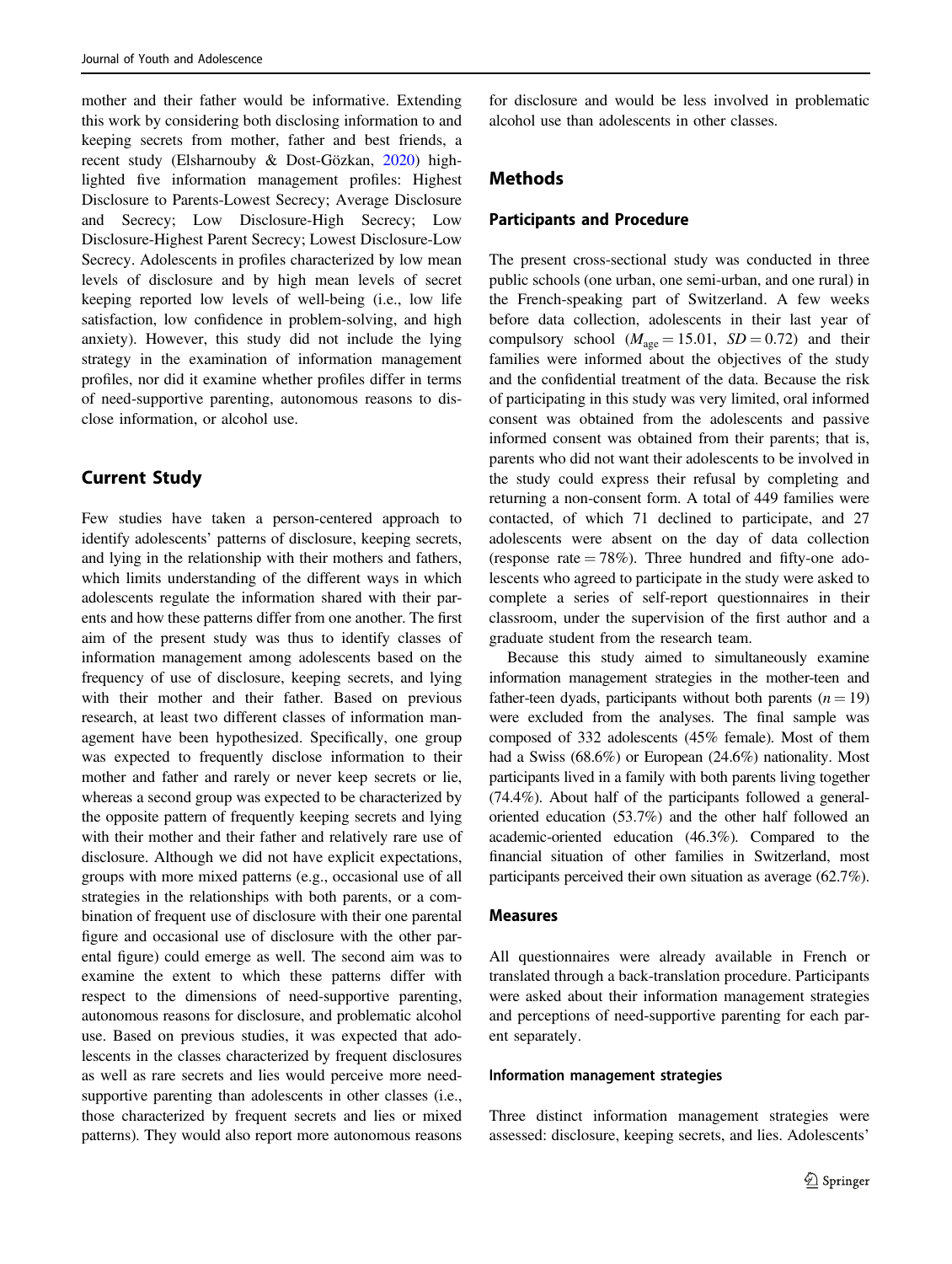mother and their father would be informative. Extending this work by considering both disclosing information to and keeping secrets from mother, father and best friends, a recent study (Elsharnouby & Dost-Gözkan, 2020) highlighted five information management profiles: Highest Disclosure to Parents-Lowest Secrecy; Average Disclosure and Secrecy; Low Disclosure-High Secrecy; Low Disclosure-Highest Parent Secrecy; Lowest Disclosure-Low Secrecy. Adolescents in profiles characterized by low mean levels of disclosure and by high mean levels of secret keeping reported low levels of well-being (i.e., low life satisfaction, low confidence in problem-solving, and high anxiety). However, this study did not include the lying strategy in the examination of information management profiles, nor did it examine whether profiles differ in terms of need-supportive parenting, autonomous reasons to disclose information, or alcohol use.

## Current Study

Few studies have taken a person-centered approach to identify adolescents' patterns of disclosure, keeping secrets, and lying in the relationship with their mothers and fathers, which limits understanding of the different ways in which adolescents regulate the information shared with their parents and how these patterns differ from one another. The first aim of the present study was thus to identify classes of information management among adolescents based on the frequency of use of disclosure, keeping secrets, and lying with their mother and their father. Based on previous research, at least two different classes of information management have been hypothesized. Specifically, one group was expected to frequently disclose information to their mother and father and rarely or never keep secrets or lie, whereas a second group was expected to be characterized by the opposite pattern of frequently keeping secrets and lying with their mother and their father and relatively rare use of disclosure. Although we did not have explicit expectations, groups with more mixed patterns (e.g., occasional use of all strategies in the relationships with both parents, or a combination of frequent use of disclosure with their one parental figure and occasional use of disclosure with the other parental figure) could emerge as well. The second aim was to examine the extent to which these patterns differ with respect to the dimensions of need-supportive parenting, autonomous reasons for disclosure, and problematic alcohol use. Based on previous studies, it was expected that adolescents in the classes characterized by frequent disclosures as well as rare secrets and lies would perceive more need-supportive parenting than adolescents in other classes (i.e., those characterized by frequent secrets and lies or mixed patterns). They would also report more autonomous reasons for disclosure and would be less involved in problematic alcohol use than adolescents in other classes.

## Methods

### Participants and Procedure

The present cross-sectional study was conducted in three public schools (one urban, one semi-urban, and one rural) in the French-speaking part of Switzerland. A few weeks before data collection, adolescents in their last year of compulsory school ($M_{age} = 15.01$, $SD = 0.72$) and their families were informed about the objectives of the study and the confidential treatment of the data. Because the risk of participating in this study was very limited, oral informed consent was obtained from the adolescents and passive informed consent was obtained from their parents; that is, parents who did not want their adolescents to be involved in the study could express their refusal by completing and returning a non-consent form. A total of 449 families were contacted, of which 71 declined to participate, and 27 adolescents were absent on the day of data collection (response rate = 78%). Three hundred and fifty-one adolescents who agreed to participate in the study were asked to complete a series of self-report questionnaires in their classroom, under the supervision of the first author and a graduate student from the research team.

Because this study aimed to simultaneously examine information management strategies in the mother-teen and father-teen dyads, participants without both parents ($n = 19$) were excluded from the analyses. The final sample was composed of 332 adolescents (45% female). Most of them had a Swiss (68.6%) or European (24.6%) nationality. Most participants lived in a family with both parents living together (74.4%). About half of the participants followed a general-oriented education (53.7%) and the other half followed an academic-oriented education (46.3%). Compared to the financial situation of other families in Switzerland, most participants perceived their own situation as average (62.7%).

### Measures

All questionnaires were already available in French or translated through a back-translation procedure. Participants were asked about their information management strategies and perceptions of need-supportive parenting for each parent separately.

#### Information management strategies

Three distinct information management strategies were assessed: disclosure, keeping secrets, and lies. Adolescents'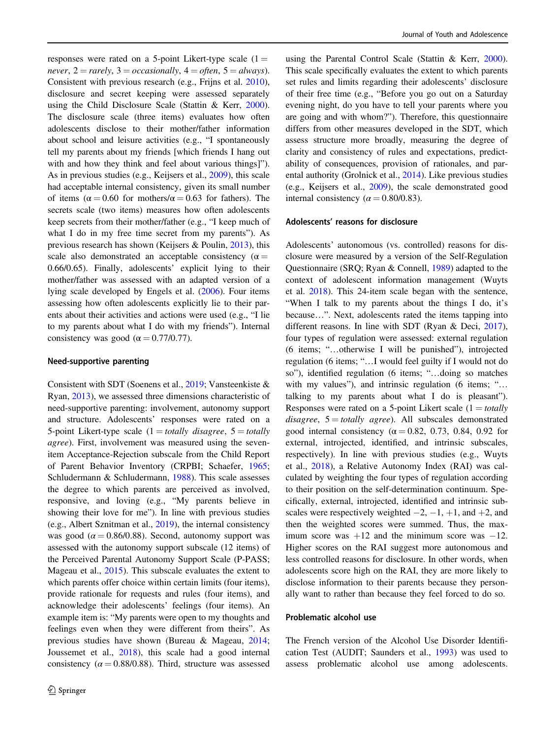responses were rated on a 5-point Likert-type scale (1 = *never*, 2 = *rarely*, 3 = *occasionally*, 4 = *often*, 5 = *always*). Consistent with previous research (e.g., Frijns et al. 2010), disclosure and secret keeping were assessed separately using the Child Disclosure Scale (Stattin & Kerr, 2000). The disclosure scale (three items) evaluates how often adolescents disclose to their mother/father information about school and leisure activities (e.g., "I spontaneously tell my parents about my friends [which friends I hang out with and how they think and feel about various things]"). As in previous studies (e.g., Keijsers et al., 2009), this scale had acceptable internal consistency, given its small number of items ($\alpha = 0.60$ for mothers/$\alpha = 0.63$ for fathers). The secrets scale (two items) measures how often adolescents keep secrets from their mother/father (e.g., "I keep much of what I do in my free time secret from my parents"). As previous research has shown (Keijsers & Poulin, 2013), this scale also demonstrated an acceptable consistency ($\alpha = 0.66/0.65$). Finally, adolescents' explicit lying to their mother/father was assessed with an adapted version of a lying scale developed by Engels et al. (2006). Four items assessing how often adolescents explicitly lie to their parents about their activities and actions were used (e.g., "I lie to my parents about what I do with my friends"). Internal consistency was good ($\alpha = 0.77/0.77$).

#### Need-supportive parenting

Consistent with SDT (Soenens et al., 2019; Vansteenkiste & Ryan, 2013), we assessed three dimensions characteristic of need-supportive parenting: involvement, autonomy support and structure. Adolescents' responses were rated on a 5-point Likert-type scale (1 = *totally disagree*, 5 = *totally agree*). First, involvement was measured using the seven-item Acceptance-Rejection subscale from the Child Report of Parent Behavior Inventory (CRPBI; Schaefer, 1965; Schludermann & Schludermann, 1988). This scale assesses the degree to which parents are perceived as involved, responsive, and loving (e.g., "My parents believe in showing their love for me"). In line with previous studies (e.g., Albert Sznitman et al., 2019), the internal consistency was good ($\alpha = 0.86/0.88$). Second, autonomy support was assessed with the autonomy support subscale (12 items) of the Perceived Parental Autonomy Support Scale (P-PASS; Mageau et al., 2015). This subscale evaluates the extent to which parents offer choice within certain limits (four items), provide rationale for requests and rules (four items), and acknowledge their adolescents' feelings (four items). An example item is: "My parents were open to my thoughts and feelings even when they were different from theirs". As previous studies have shown (Bureau & Mageau, 2014; Joussemet et al., 2018), this scale had a good internal consistency ($\alpha = 0.88/0.88$). Third, structure was assessed using the Parental Control Scale (Stattin & Kerr, 2000). This scale specifically evaluates the extent to which parents set rules and limits regarding their adolescents' disclosure of their free time (e.g., "Before you go out on a Saturday evening night, do you have to tell your parents where you are going and with whom?"). Therefore, this questionnaire differs from other measures developed in the SDT, which assess structure more broadly, measuring the degree of clarity and consistency of rules and expectations, predictability of consequences, provision of rationales, and parental authority (Grolnick et al., 2014). Like previous studies (e.g., Keijsers et al., 2009), the scale demonstrated good internal consistency ($\alpha = 0.80/0.83$).

#### Adolescents' reasons for disclosure

Adolescents' autonomous (vs. controlled) reasons for disclosure were measured by a version of the Self-Regulation Questionnaire (SRQ; Ryan & Connell, 1989) adapted to the context of adolescent information management (Wuyts et al. 2018). This 24-item scale began with the sentence, "When I talk to my parents about the things I do, it's because…". Next, adolescents rated the items tapping into different reasons. In line with SDT (Ryan & Deci, 2017), four types of regulation were assessed: external regulation (6 items; "…otherwise I will be punished"), introjected regulation (6 items; "…I would feel guilty if I would not do so"), identified regulation (6 items; "…doing so matches with my values"), and intrinsic regulation (6 items; "…talking to my parents about what I do is pleasant"). Responses were rated on a 5-point Likert scale (1 = *totally disagree*, 5 = *totally agree*). All subscales demonstrated good internal consistency ($\alpha = 0.82$, 0.73, 0.84, 0.92 for external, introjected, identified, and intrinsic subscales, respectively). In line with previous studies (e.g., Wuyts et al., 2018), a Relative Autonomy Index (RAI) was calculated by weighting the four types of regulation according to their position on the self-determination continuum. Specifically, external, introjected, identified and intrinsic subscales were respectively weighted $-2$, $-1$, $+1$, and $+2$, and then the weighted scores were summed. Thus, the maximum score was $+12$ and the minimum score was $-12$. Higher scores on the RAI suggest more autonomous and less controlled reasons for disclosure. In other words, when adolescents score high on the RAI, they are more likely to disclose information to their parents because they personally want to rather than because they feel forced to do so.

#### Problematic alcohol use

The French version of the Alcohol Use Disorder Identification Test (AUDIT; Saunders et al., 1993) was used to assess problematic alcohol use among adolescents.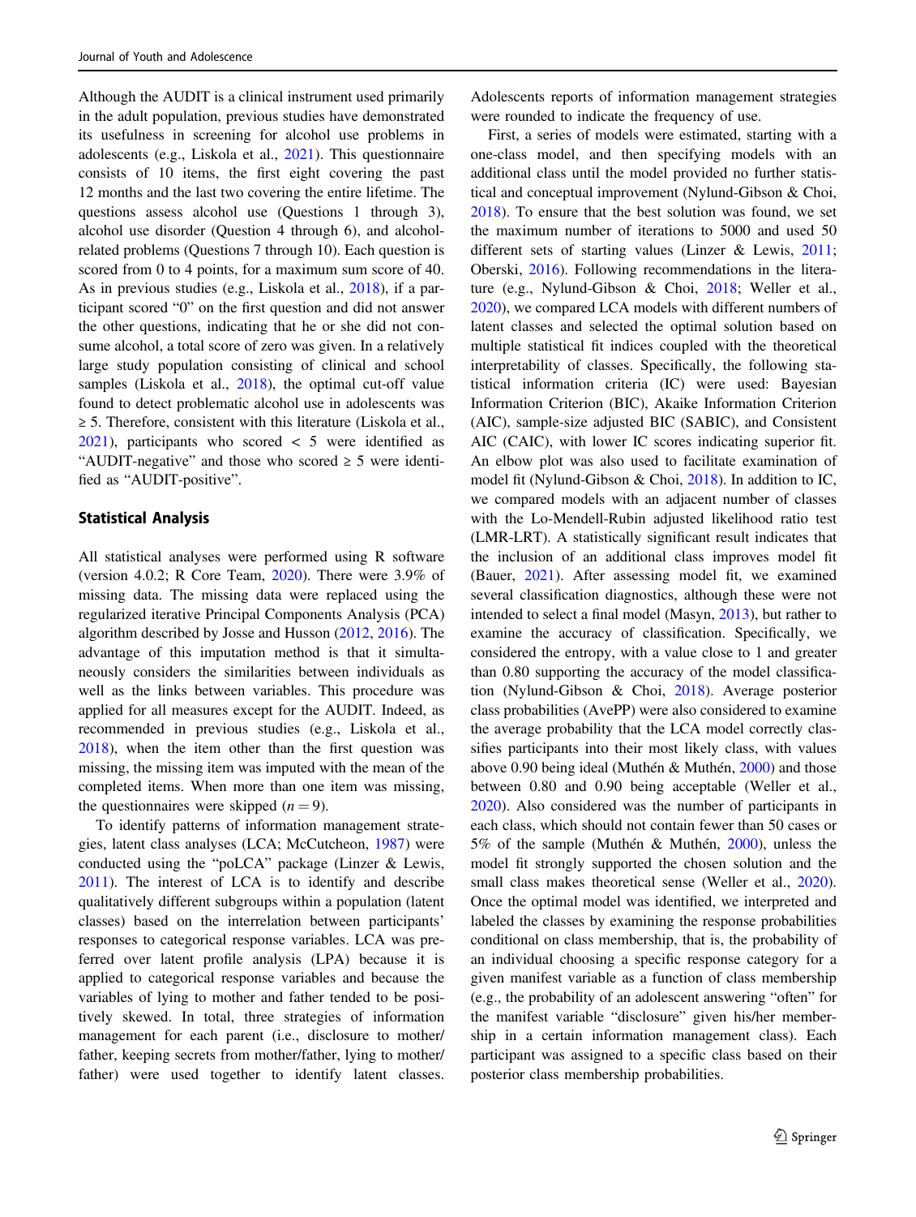Although the AUDIT is a clinical instrument used primarily in the adult population, previous studies have demonstrated its usefulness in screening for alcohol use problems in adolescents (e.g., Liskola et al., 2021). This questionnaire consists of 10 items, the first eight covering the past 12 months and the last two covering the entire lifetime. The questions assess alcohol use (Questions 1 through 3), alcohol use disorder (Question 4 through 6), and alcohol-related problems (Questions 7 through 10). Each question is scored from 0 to 4 points, for a maximum sum score of 40. As in previous studies (e.g., Liskola et al., 2018), if a participant scored "0" on the first question and did not answer the other questions, indicating that he or she did not consume alcohol, a total score of zero was given. In a relatively large study population consisting of clinical and school samples (Liskola et al., 2018), the optimal cut-off value found to detect problematic alcohol use in adolescents was ≥ 5. Therefore, consistent with this literature (Liskola et al., 2021), participants who scored < 5 were identified as "AUDIT-negative" and those who scored ≥ 5 were identified as "AUDIT-positive".

### Statistical Analysis

All statistical analyses were performed using R software (version 4.0.2; R Core Team, 2020). There were 3.9% of missing data. The missing data were replaced using the regularized iterative Principal Components Analysis (PCA) algorithm described by Josse and Husson (2012, 2016). The advantage of this imputation method is that it simultaneously considers the similarities between individuals as well as the links between variables. This procedure was applied for all measures except for the AUDIT. Indeed, as recommended in previous studies (e.g., Liskola et al., 2018), when the item other than the first question was missing, the missing item was imputed with the mean of the completed items. When more than one item was missing, the questionnaires were skipped ($n = 9$).

To identify patterns of information management strategies, latent class analyses (LCA; McCutcheon, 1987) were conducted using the "poLCA" package (Linzer & Lewis, 2011). The interest of LCA is to identify and describe qualitatively different subgroups within a population (latent classes) based on the interrelation between participants' responses to categorical response variables. LCA was preferred over latent profile analysis (LPA) because it is applied to categorical response variables and because the variables of lying to mother and father tended to be positively skewed. In total, three strategies of information management for each parent (i.e., disclosure to mother/father, keeping secrets from mother/father, lying to mother/father) were used together to identify latent classes. Adolescents reports of information management strategies were rounded to indicate the frequency of use.

First, a series of models were estimated, starting with a one-class model, and then specifying models with an additional class until the model provided no further statistical and conceptual improvement (Nylund-Gibson & Choi, 2018). To ensure that the best solution was found, we set the maximum number of iterations to 5000 and used 50 different sets of starting values (Linzer & Lewis, 2011; Oberski, 2016). Following recommendations in the literature (e.g., Nylund-Gibson & Choi, 2018; Weller et al., 2020), we compared LCA models with different numbers of latent classes and selected the optimal solution based on multiple statistical fit indices coupled with the theoretical interpretability of classes. Specifically, the following statistical information criteria (IC) were used: Bayesian Information Criterion (BIC), Akaike Information Criterion (AIC), sample-size adjusted BIC (SABIC), and Consistent AIC (CAIC), with lower IC scores indicating superior fit. An elbow plot was also used to facilitate examination of model fit (Nylund-Gibson & Choi, 2018). In addition to IC, we compared models with an adjacent number of classes with the Lo-Mendell-Rubin adjusted likelihood ratio test (LMR-LRT). A statistically significant result indicates that the inclusion of an additional class improves model fit (Bauer, 2021). After assessing model fit, we examined several classification diagnostics, although these were not intended to select a final model (Masyn, 2013), but rather to examine the accuracy of classification. Specifically, we considered the entropy, with a value close to 1 and greater than 0.80 supporting the accuracy of the model classification (Nylund-Gibson & Choi, 2018). Average posterior class probabilities (AvePP) were also considered to examine the average probability that the LCA model correctly classifies participants into their most likely class, with values above 0.90 being ideal (Muthén & Muthén, 2000) and those between 0.80 and 0.90 being acceptable (Weller et al., 2020). Also considered was the number of participants in each class, which should not contain fewer than 50 cases or 5% of the sample (Muthén & Muthén, 2000), unless the model fit strongly supported the chosen solution and the small class makes theoretical sense (Weller et al., 2020). Once the optimal model was identified, we interpreted and labeled the classes by examining the response probabilities conditional on class membership, that is, the probability of an individual choosing a specific response category for a given manifest variable as a function of class membership (e.g., the probability of an adolescent answering "often" for the manifest variable "disclosure" given his/her membership in a certain information management class). Each participant was assigned to a specific class based on their posterior class membership probabilities.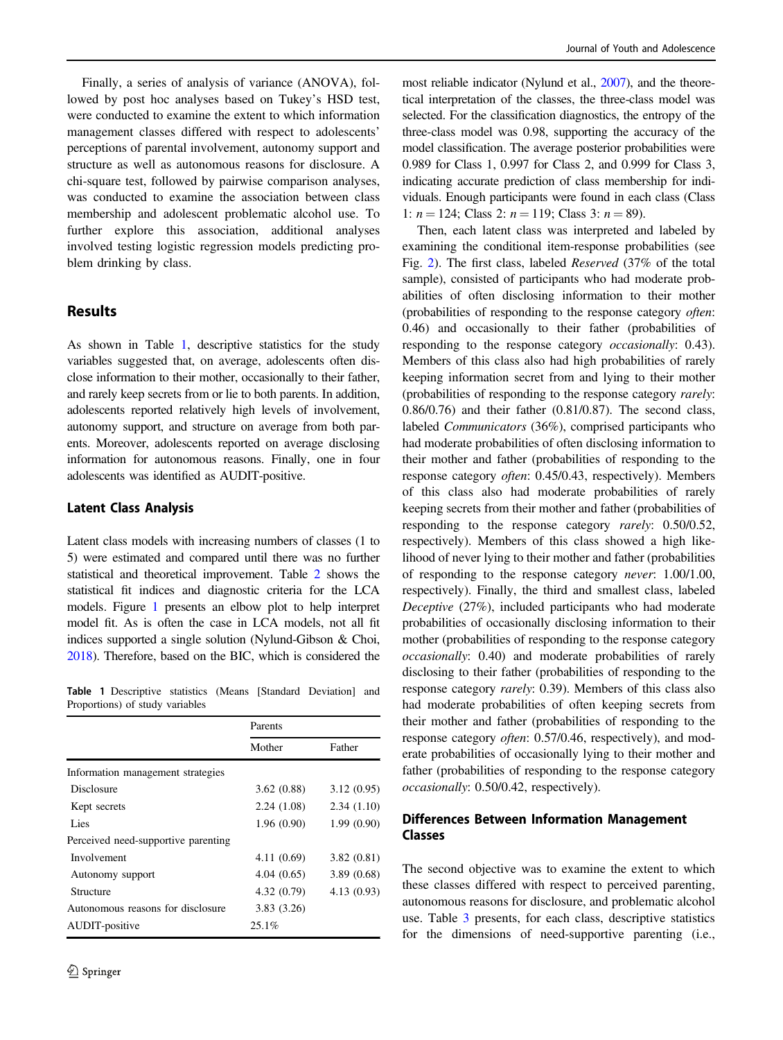Finally, a series of analysis of variance (ANOVA), followed by post hoc analyses based on Tukey's HSD test, were conducted to examine the extent to which information management classes differed with respect to adolescents' perceptions of parental involvement, autonomy support and structure as well as autonomous reasons for disclosure. A chi-square test, followed by pairwise comparison analyses, was conducted to examine the association between class membership and adolescent problematic alcohol use. To further explore this association, additional analyses involved testing logistic regression models predicting problem drinking by class.

## Results

As shown in Table 1, descriptive statistics for the study variables suggested that, on average, adolescents often disclose information to their mother, occasionally to their father, and rarely keep secrets from or lie to both parents. In addition, adolescents reported relatively high levels of involvement, autonomy support, and structure on average from both parents. Moreover, adolescents reported on average disclosing information for autonomous reasons. Finally, one in four adolescents was identified as AUDIT-positive.

### Latent Class Analysis

Latent class models with increasing numbers of classes (1 to 5) were estimated and compared until there was no further statistical and theoretical improvement. Table 2 shows the statistical fit indices and diagnostic criteria for the LCA models. Figure 1 presents an elbow plot to help interpret model fit. As is often the case in LCA models, not all fit indices supported a single solution (Nylund-Gibson & Choi, 2018). Therefore, based on the BIC, which is considered the most reliable indicator (Nylund et al., 2007), and the theoretical interpretation of the classes, the three-class model was selected. For the classification diagnostics, the entropy of the three-class model was 0.98, supporting the accuracy of the model classification. The average posterior probabilities were 0.989 for Class 1, 0.997 for Class 2, and 0.999 for Class 3, indicating accurate prediction of class membership for individuals. Enough participants were found in each class (Class 1: $n = 124$; Class 2: $n = 119$; Class 3: $n = 89$).

**Table 1** Descriptive statistics (Means [Standard Deviation] and Proportions) of study variables

| | Parents | |
|---|---|---|
| | Mother | Father |
| Information management strategies | | |
| Disclosure | 3.62 (0.88) | 3.12 (0.95) |
| Kept secrets | 2.24 (1.08) | 2.34 (1.10) |
| Lies | 1.96 (0.90) | 1.99 (0.90) |
| Perceived need-supportive parenting | | |
| Involvement | 4.11 (0.69) | 3.82 (0.81) |
| Autonomy support | 4.04 (0.65) | 3.89 (0.68) |
| Structure | 4.32 (0.79) | 4.13 (0.93) |
| Autonomous reasons for disclosure | 3.83 (3.26) | |
| AUDIT-positive | 25.1% | |

Then, each latent class was interpreted and labeled by examining the conditional item-response probabilities (see Fig. 2). The first class, labeled *Reserved* (37% of the total sample), consisted of participants who had moderate probabilities of often disclosing information to their mother (probabilities of responding to the response category *often*: 0.46) and occasionally to their father (probabilities of responding to the response category *occasionally*: 0.43). Members of this class also had high probabilities of rarely keeping information secret from and lying to their mother (probabilities of responding to the response category *rarely*: 0.86/0.76) and their father (0.81/0.87). The second class, labeled *Communicators* (36%), comprised participants who had moderate probabilities of often disclosing information to their mother and father (probabilities of responding to the response category *often*: 0.45/0.43, respectively). Members of this class also had moderate probabilities of rarely keeping secrets from their mother and father (probabilities of responding to the response category *rarely*: 0.50/0.52, respectively). Members of this class showed a high likelihood of never lying to their mother and father (probabilities of responding to the response category *never*: 1.00/1.00, respectively). Finally, the third and smallest class, labeled *Deceptive* (27%), included participants who had moderate probabilities of occasionally disclosing information to their mother (probabilities of responding to the response category *occasionally*: 0.40) and moderate probabilities of rarely disclosing to their father (probabilities of responding to the response category *rarely*: 0.39). Members of this class also had moderate probabilities of often keeping secrets from their mother and father (probabilities of responding to the response category *often*: 0.57/0.46, respectively), and moderate probabilities of occasionally lying to their mother and father (probabilities of responding to the response category *occasionally*: 0.50/0.42, respectively).

### Differences Between Information Management Classes

The second objective was to examine the extent to which these classes differed with respect to perceived parenting, autonomous reasons for disclosure, and problematic alcohol use. Table 3 presents, for each class, descriptive statistics for the dimensions of need-supportive parenting (i.e.,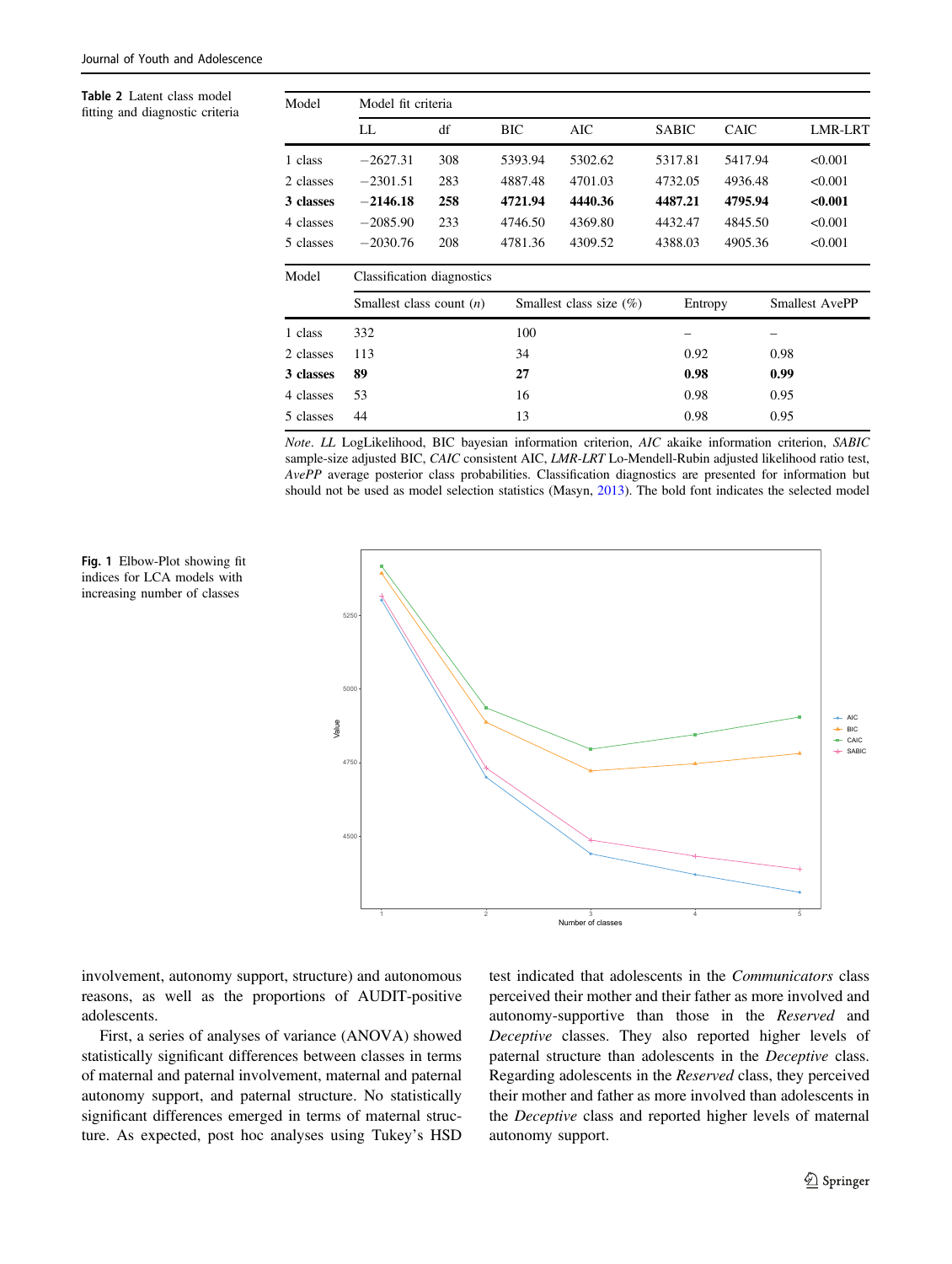**Table 2** Latent class model fitting and diagnostic criteria

| Model | Model fit criteria | | | | | | |
|---|---|---|---|---|---|---|---|
| | LL | df | BIC | AIC | SABIC | CAIC | LMR-LRT |
| 1 class | −2627.31 | 308 | 5393.94 | 5302.62 | 5317.81 | 5417.94 | <0.001 |
| 2 classes | −2301.51 | 283 | 4887.48 | 4701.03 | 4732.05 | 4936.48 | <0.001 |
| **3 classes** | **−2146.18** | **258** | **4721.94** | **4440.36** | **4487.21** | **4795.94** | **<0.001** |
| 4 classes | −2085.90 | 233 | 4746.50 | 4369.80 | 4432.47 | 4845.50 | <0.001 |
| 5 classes | −2030.76 | 208 | 4781.36 | 4309.52 | 4388.03 | 4905.36 | <0.001 |

| Model | Classification diagnostics | | | |
|---|---|---|---|---|
| | Smallest class count (*n*) | Smallest class size (%) | Entropy | Smallest AvePP |
| 1 class | 332 | 100 | – | – |
| 2 classes | 113 | 34 | 0.92 | 0.98 |
| **3 classes** | **89** | **27** | **0.98** | **0.99** |
| 4 classes | 53 | 16 | 0.98 | 0.95 |
| 5 classes | 44 | 13 | 0.98 | 0.95 |

*Note*. *LL* LogLikelihood, BIC bayesian information criterion, *AIC* akaike information criterion, *SABIC* sample-size adjusted BIC, *CAIC* consistent AIC, *LMR-LRT* Lo-Mendell-Rubin adjusted likelihood ratio test, *AvePP* average posterior class probabilities. Classification diagnostics are presented for information but should not be used as model selection statistics (Masyn, 2013). The bold font indicates the selected model

**Fig. 1** Elbow-Plot showing fit indices for LCA models with increasing number of classes

involvement, autonomy support, structure) and autonomous reasons, as well as the proportions of AUDIT-positive adolescents.

First, a series of analyses of variance (ANOVA) showed statistically significant differences between classes in terms of maternal and paternal involvement, maternal and paternal autonomy support, and paternal structure. No statistically significant differences emerged in terms of maternal structure. As expected, post hoc analyses using Tukey's HSD test indicated that adolescents in the *Communicators* class perceived their mother and their father as more involved and autonomy-supportive than those in the *Reserved* and *Deceptive* classes. They also reported higher levels of paternal structure than adolescents in the *Deceptive* class. Regarding adolescents in the *Reserved* class, they perceived their mother and father as more involved than adolescents in the *Deceptive* class and reported higher levels of maternal autonomy support.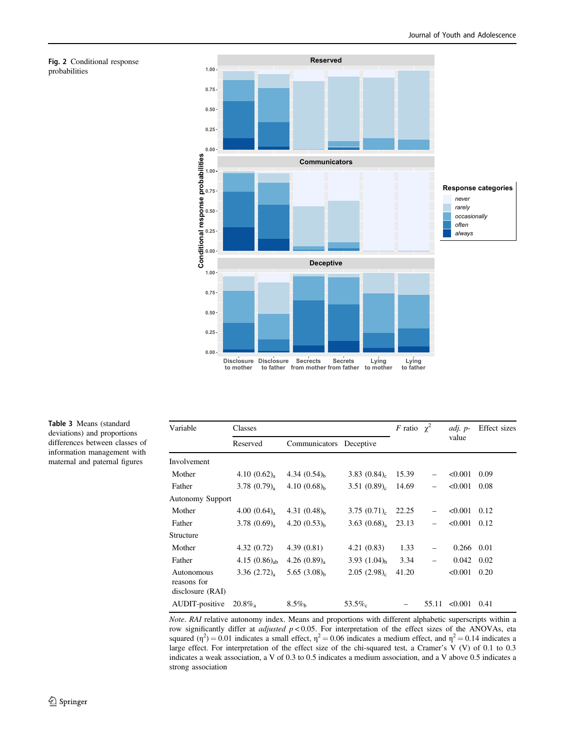**Fig. 2** Conditional response probabilities

**Table 3** Means (standard deviations) and proportions differences between classes of information management with maternal and paternal figures

| Variable | Classes | | | $F$ ratio | $\chi^2$ | *adj. p*-value | Effect sizes |
|---|---|---|---|---|---|---|---|
| | Reserved | Communicators | Deceptive | | | | |
| Involvement | | | | | | | |
| Mother | 4.10 (0.62)$_a$ | 4.34 (0.54)$_b$ | 3.83 (0.84)$_c$ | 15.39 | – | <0.001 | 0.09 |
| Father | 3.78 (0.79)$_a$ | 4.10 (0.68)$_b$ | 3.51 (0.89)$_c$ | 14.69 | – | <0.001 | 0.08 |
| Autonomy Support | | | | | | | |
| Mother | 4.00 (0.64)$_a$ | 4.31 (0.48)$_b$ | 3.75 (0.71)$_c$ | 22.25 | – | <0.001 | 0.12 |
| Father | 3.78 (0.69)$_a$ | 4.20 (0.53)$_b$ | 3.63 (0.68)$_a$ | 23.13 | – | <0.001 | 0.12 |
| Structure | | | | | | | |
| Mother | 4.32 (0.72) | 4.39 (0.81) | 4.21 (0.83) | 1.33 | – | 0.266 | 0.01 |
| Father | 4.15 (0.86)$_{ab}$ | 4.26 (0.89)$_a$ | 3.93 (1.04)$_b$ | 3.34 | – | 0.042 | 0.02 |
| Autonomous reasons for disclosure (RAI) | 3.36 (2.72)$_a$ | 5.65 (3.08)$_b$ | 2.05 (2.98)$_c$ | 41.20 | | <0.001 | 0.20 |
| AUDIT-positive | 20.8%$_a$ | 8.5%$_b$ | 53.5%$_c$ | – | 55.11 | <0.001 | 0.41 |

*Note*. *RAI* relative autonomy index. Means and proportions with different alphabetic superscripts within a row significantly differ at *adjusted* $p < 0.05$. For interpretation of the effect sizes of the ANOVAs, eta squared ($\eta^2$) = 0.01 indicates a small effect, $\eta^2 = 0.06$ indicates a medium effect, and $\eta^2 = 0.14$ indicates a large effect. For interpretation of the effect size of the chi-squared test, a Cramer's V (V) of 0.1 to 0.3 indicates a weak association, a V of 0.3 to 0.5 indicates a medium association, and a V above 0.5 indicates a strong association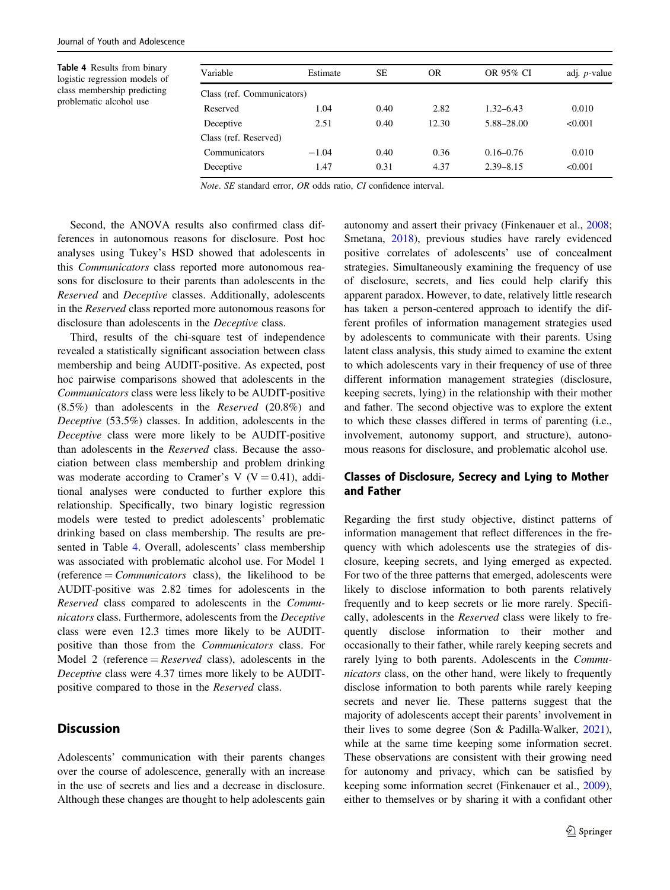**Table 4** Results from binary logistic regression models of class membership predicting problematic alcohol use

| Variable | Estimate | SE | OR | OR 95% CI | adj. *p*-value |
|---|---|---|---|---|---|
| Class (ref. Communicators) | | | | | |
| Reserved | 1.04 | 0.40 | 2.82 | 1.32–6.43 | 0.010 |
| Deceptive | 2.51 | 0.40 | 12.30 | 5.88–28.00 | <0.001 |
| Class (ref. Reserved) | | | | | |
| Communicators | −1.04 | 0.40 | 0.36 | 0.16–0.76 | 0.010 |
| Deceptive | 1.47 | 0.31 | 4.37 | 2.39–8.15 | <0.001 |

*Note*. *SE* standard error, *OR* odds ratio, *CI* confidence interval.

Second, the ANOVA results also confirmed class differences in autonomous reasons for disclosure. Post hoc analyses using Tukey's HSD showed that adolescents in this *Communicators* class reported more autonomous reasons for disclosure to their parents than adolescents in the *Reserved* and *Deceptive* classes. Additionally, adolescents in the *Reserved* class reported more autonomous reasons for disclosure than adolescents in the *Deceptive* class.

Third, results of the chi-square test of independence revealed a statistically significant association between class membership and being AUDIT-positive. As expected, post hoc pairwise comparisons showed that adolescents in the *Communicators* class were less likely to be AUDIT-positive (8.5%) than adolescents in the *Reserved* (20.8%) and *Deceptive* (53.5%) classes. In addition, adolescents in the *Deceptive* class were more likely to be AUDIT-positive than adolescents in the *Reserved* class. Because the association between class membership and problem drinking was moderate according to Cramer's V ($V = 0.41$), additional analyses were conducted to further explore this relationship. Specifically, two binary logistic regression models were tested to predict adolescents' problematic drinking based on class membership. The results are presented in Table 4. Overall, adolescents' class membership was associated with problematic alcohol use. For Model 1 (reference = *Communicators* class), the likelihood to be AUDIT-positive was 2.82 times for adolescents in the *Reserved* class compared to adolescents in the *Communicators* class. Furthermore, adolescents from the *Deceptive* class were even 12.3 times more likely to be AUDIT-positive than those from the *Communicators* class. For Model 2 (reference = *Reserved* class), adolescents in the *Deceptive* class were 4.37 times more likely to be AUDIT-positive compared to those in the *Reserved* class.

## Discussion

Adolescents' communication with their parents changes over the course of adolescence, generally with an increase in the use of secrets and lies and a decrease in disclosure. Although these changes are thought to help adolescents gain autonomy and assert their privacy (Finkenauer et al., 2008; Smetana, 2018), previous studies have rarely evidenced positive correlates of adolescents' use of concealment strategies. Simultaneously examining the frequency of use of disclosure, secrets, and lies could help clarify this apparent paradox. However, to date, relatively little research has taken a person-centered approach to identify the different profiles of information management strategies used by adolescents to communicate with their parents. Using latent class analysis, this study aimed to examine the extent to which adolescents vary in their frequency of use of three different information management strategies (disclosure, keeping secrets, lying) in the relationship with their mother and father. The second objective was to explore the extent to which these classes differed in terms of parenting (i.e., involvement, autonomy support, and structure), autonomous reasons for disclosure, and problematic alcohol use.

### Classes of Disclosure, Secrecy and Lying to Mother and Father

Regarding the first study objective, distinct patterns of information management that reflect differences in the frequency with which adolescents use the strategies of disclosure, keeping secrets, and lying emerged as expected. For two of the three patterns that emerged, adolescents were likely to disclose information to both parents relatively frequently and to keep secrets or lie more rarely. Specifically, adolescents in the *Reserved* class were likely to frequently disclose information to their mother and occasionally to their father, while rarely keeping secrets and rarely lying to both parents. Adolescents in the *Communicators* class, on the other hand, were likely to frequently disclose information to both parents while rarely keeping secrets and never lie. These patterns suggest that the majority of adolescents accept their parents' involvement in their lives to some degree (Son & Padilla-Walker, 2021), while at the same time keeping some information secret. These observations are consistent with their growing need for autonomy and privacy, which can be satisfied by keeping some information secret (Finkenauer et al., 2009), either to themselves or by sharing it with a confidant other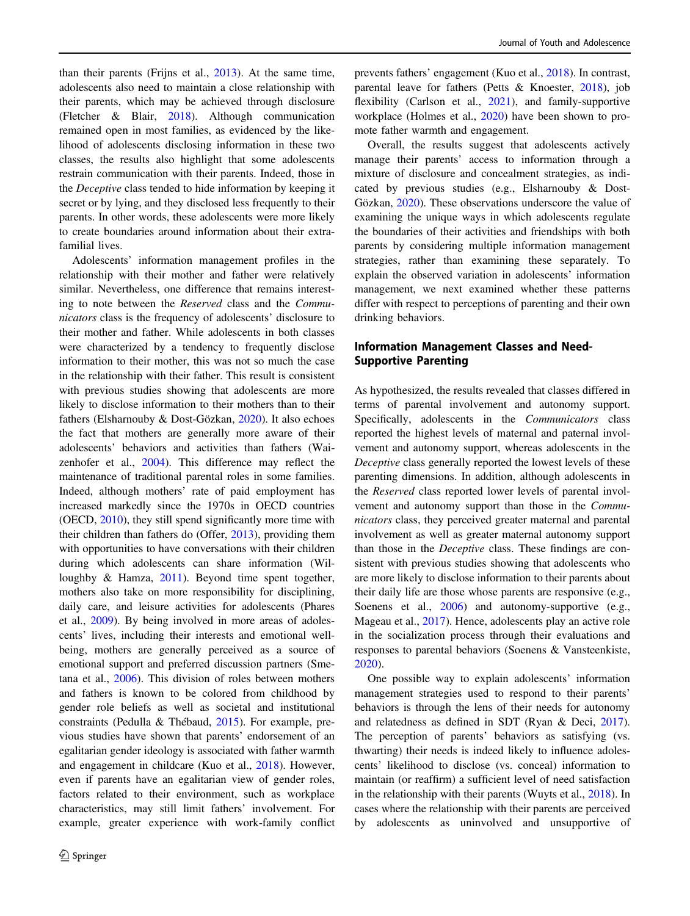than their parents (Frijns et al., 2013). At the same time, adolescents also need to maintain a close relationship with their parents, which may be achieved through disclosure (Fletcher & Blair, 2018). Although communication remained open in most families, as evidenced by the likelihood of adolescents disclosing information in these two classes, the results also highlight that some adolescents restrain communication with their parents. Indeed, those in the *Deceptive* class tended to hide information by keeping it secret or by lying, and they disclosed less frequently to their parents. In other words, these adolescents were more likely to create boundaries around information about their extra-familial lives.

Adolescents' information management profiles in the relationship with their mother and father were relatively similar. Nevertheless, one difference that remains interesting to note between the *Reserved* class and the *Communicators* class is the frequency of adolescents' disclosure to their mother and father. While adolescents in both classes were characterized by a tendency to frequently disclose information to their mother, this was not so much the case in the relationship with their father. This result is consistent with previous studies showing that adolescents are more likely to disclose information to their mothers than to their fathers (Elsharnouby & Dost-Gözkan, 2020). It also echoes the fact that mothers are generally more aware of their adolescents' behaviors and activities than fathers (Waizenhofer et al., 2004). This difference may reflect the maintenance of traditional parental roles in some families. Indeed, although mothers' rate of paid employment has increased markedly since the 1970s in OECD countries (OECD, 2010), they still spend significantly more time with their children than fathers do (Offer, 2013), providing them with opportunities to have conversations with their children during which adolescents can share information (Willoughby & Hamza, 2011). Beyond time spent together, mothers also take on more responsibility for disciplining, daily care, and leisure activities for adolescents (Phares et al., 2009). By being involved in more areas of adolescents' lives, including their interests and emotional well-being, mothers are generally perceived as a source of emotional support and preferred discussion partners (Smetana et al., 2006). This division of roles between mothers and fathers is known to be colored from childhood by gender role beliefs as well as societal and institutional constraints (Pedulla & Thébaud, 2015). For example, previous studies have shown that parents' endorsement of an egalitarian gender ideology is associated with father warmth and engagement in childcare (Kuo et al., 2018). However, even if parents have an egalitarian view of gender roles, factors related to their environment, such as workplace characteristics, may still limit fathers' involvement. For example, greater experience with work-family conflict prevents fathers' engagement (Kuo et al., 2018). In contrast, parental leave for fathers (Petts & Knoester, 2018), job flexibility (Carlson et al., 2021), and family-supportive workplace (Holmes et al., 2020) have been shown to promote father warmth and engagement.

Overall, the results suggest that adolescents actively manage their parents' access to information through a mixture of disclosure and concealment strategies, as indicated by previous studies (e.g., Elsharnouby & Dost-Gözkan, 2020). These observations underscore the value of examining the unique ways in which adolescents regulate the boundaries of their activities and friendships with both parents by considering multiple information management strategies, rather than examining these separately. To explain the observed variation in adolescents' information management, we next examined whether these patterns differ with respect to perceptions of parenting and their own drinking behaviors.

## Information Management Classes and Need-Supportive Parenting

As hypothesized, the results revealed that classes differed in terms of parental involvement and autonomy support. Specifically, adolescents in the *Communicators* class reported the highest levels of maternal and paternal involvement and autonomy support, whereas adolescents in the *Deceptive* class generally reported the lowest levels of these parenting dimensions. In addition, although adolescents in the *Reserved* class reported lower levels of parental involvement and autonomy support than those in the *Communicators* class, they perceived greater maternal and parental involvement as well as greater maternal autonomy support than those in the *Deceptive* class. These findings are consistent with previous studies showing that adolescents who are more likely to disclose information to their parents about their daily life are those whose parents are responsive (e.g., Soenens et al., 2006) and autonomy-supportive (e.g., Mageau et al., 2017). Hence, adolescents play an active role in the socialization process through their evaluations and responses to parental behaviors (Soenens & Vansteenkiste, 2020).

One possible way to explain adolescents' information management strategies used to respond to their parents' behaviors is through the lens of their needs for autonomy and relatedness as defined in SDT (Ryan & Deci, 2017). The perception of parents' behaviors as satisfying (vs. thwarting) their needs is indeed likely to influence adolescents' likelihood to disclose (vs. conceal) information to maintain (or reaffirm) a sufficient level of need satisfaction in the relationship with their parents (Wuyts et al., 2018). In cases where the relationship with their parents are perceived by adolescents as uninvolved and unsupportive of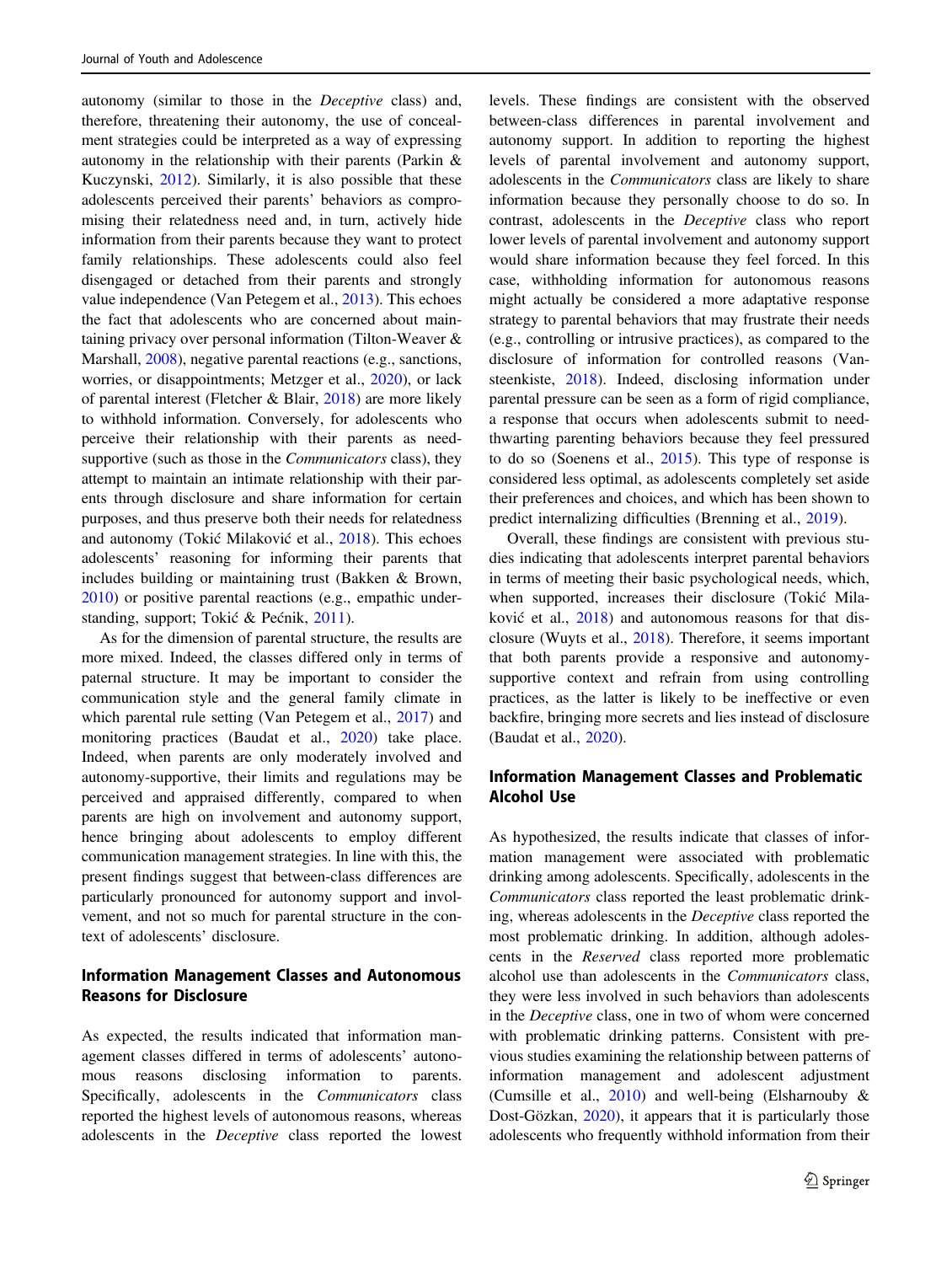autonomy (similar to those in the *Deceptive* class) and, therefore, threatening their autonomy, the use of concealment strategies could be interpreted as a way of expressing autonomy in the relationship with their parents (Parkin & Kuczynski, 2012). Similarly, it is also possible that these adolescents perceived their parents' behaviors as compromising their relatedness need and, in turn, actively hide information from their parents because they want to protect family relationships. These adolescents could also feel disengaged or detached from their parents and strongly value independence (Van Petegem et al., 2013). This echoes the fact that adolescents who are concerned about maintaining privacy over personal information (Tilton-Weaver & Marshall, 2008), negative parental reactions (e.g., sanctions, worries, or disappointments; Metzger et al., 2020), or lack of parental interest (Fletcher & Blair, 2018) are more likely to withhold information. Conversely, for adolescents who perceive their relationship with their parents as need-supportive (such as those in the *Communicators* class), they attempt to maintain an intimate relationship with their parents through disclosure and share information for certain purposes, and thus preserve both their needs for relatedness and autonomy (Tokić Milaković et al., 2018). This echoes adolescents' reasoning for informing their parents that includes building or maintaining trust (Bakken & Brown, 2010) or positive parental reactions (e.g., empathic understanding, support; Tokić & Maćnik, 2011).

As for the dimension of parental structure, the results are more mixed. Indeed, the classes differed only in terms of paternal structure. It may be important to consider the communication style and the general family climate in which parental rule setting (Van Petegem et al., 2017) and monitoring practices (Baudat et al., 2020) take place. Indeed, when parents are only moderately involved and autonomy-supportive, their limits and regulations may be perceived and appraised differently, compared to when parents are high on involvement and autonomy support, hence bringing about adolescents to employ different communication management strategies. In line with this, the present findings suggest that between-class differences are particularly pronounced for autonomy support and involvement, and not so much for parental structure in the context of adolescents' disclosure.

## Information Management Classes and Autonomous Reasons for Disclosure

As expected, the results indicated that information management classes differed in terms of adolescents' autonomous reasons disclosing information to parents. Specifically, adolescents in the *Communicators* class reported the highest levels of autonomous reasons, whereas adolescents in the *Deceptive* class reported the lowest levels. These findings are consistent with the observed between-class differences in parental involvement and autonomy support. In addition to reporting the highest levels of parental involvement and autonomy support, adolescents in the *Communicators* class are likely to share information because they personally choose to do so. In contrast, adolescents in the *Deceptive* class who report lower levels of parental involvement and autonomy support would share information because they feel forced. In this case, withholding information for autonomous reasons might actually be considered a more adaptative response strategy to parental behaviors that may frustrate their needs (e.g., controlling or intrusive practices), as compared to the disclosure of information for controlled reasons (Vansteenkiste, 2018). Indeed, disclosing information under parental pressure can be seen as a form of rigid compliance, a response that occurs when adolescents submit to need-thwarting parenting behaviors because they feel pressured to do so (Soenens et al., 2015). This type of response is considered less optimal, as adolescents completely set aside their preferences and choices, and which has been shown to predict internalizing difficulties (Brenning et al., 2019).

Overall, these findings are consistent with previous studies indicating that adolescents interpret parental behaviors in terms of meeting their basic psychological needs, which, when supported, increases their disclosure (Tokić Milaković et al., 2018) and autonomous reasons for that disclosure (Wuyts et al., 2018). Therefore, it seems important that both parents provide a responsive and autonomy-supportive context and refrain from using controlling practices, as the latter is likely to be ineffective or even backfire, bringing more secrets and lies instead of disclosure (Baudat et al., 2020).

## Information Management Classes and Problematic Alcohol Use

As hypothesized, the results indicate that classes of information management were associated with problematic drinking among adolescents. Specifically, adolescents in the *Communicators* class reported the least problematic drinking, whereas adolescents in the *Deceptive* class reported the most problematic drinking. In addition, although adolescents in the *Reserved* class reported more problematic alcohol use than adolescents in the *Communicators* class, they were less involved in such behaviors than adolescents in the *Deceptive* class, one in two of whom were concerned with problematic drinking patterns. Consistent with previous studies examining the relationship between patterns of information management and adolescent adjustment (Cumsille et al., 2010) and well-being (Elsharnouby & Dost-Gözkan, 2020), it appears that it is particularly those adolescents who frequently withhold information from their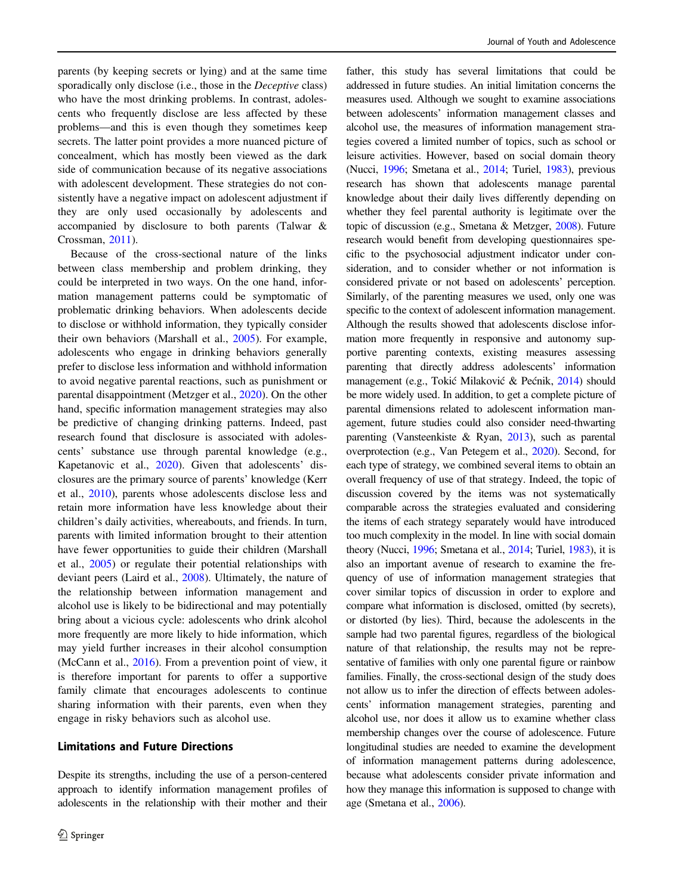parents (by keeping secrets or lying) and at the same time sporadically only disclose (i.e., those in the *Deceptive* class) who have the most drinking problems. In contrast, adolescents who frequently disclose are less affected by these problems—and this is even though they sometimes keep secrets. The latter point provides a more nuanced picture of concealment, which has mostly been viewed as the dark side of communication because of its negative associations with adolescent development. These strategies do not consistently have a negative impact on adolescent adjustment if they are only used occasionally by adolescents and accompanied by disclosure to both parents (Talwar & Crossman, 2011).

Because of the cross-sectional nature of the links between class membership and problem drinking, they could be interpreted in two ways. On the one hand, information management patterns could be symptomatic of problematic drinking behaviors. When adolescents decide to disclose or withhold information, they typically consider their own behaviors (Marshall et al., 2005). For example, adolescents who engage in drinking behaviors generally prefer to disclose less information and withhold information to avoid negative parental reactions, such as punishment or parental disappointment (Metzger et al., 2020). On the other hand, specific information management strategies may also be predictive of changing drinking patterns. Indeed, past research found that disclosure is associated with adolescents' substance use through parental knowledge (e.g., Kapetanovic et al., 2020). Given that adolescents' disclosures are the primary source of parents' knowledge (Kerr et al., 2010), parents whose adolescents disclose less and retain more information have less knowledge about their children's daily activities, whereabouts, and friends. In turn, parents with limited information brought to their attention have fewer opportunities to guide their children (Marshall et al., 2005) or regulate their potential relationships with deviant peers (Laird et al., 2008). Ultimately, the nature of the relationship between information management and alcohol use is likely to be bidirectional and may potentially bring about a vicious cycle: adolescents who drink alcohol more frequently are more likely to hide information, which may yield further increases in their alcohol consumption (McCann et al., 2016). From a prevention point of view, it is therefore important for parents to offer a supportive family climate that encourages adolescents to continue sharing information with their parents, even when they engage in risky behaviors such as alcohol use.

## Limitations and Future Directions

Despite its strengths, including the use of a person-centered approach to identify information management profiles of adolescents in the relationship with their mother and their father, this study has several limitations that could be addressed in future studies. An initial limitation concerns the measures used. Although we sought to examine associations between adolescents' information management classes and alcohol use, the measures of information management strategies covered a limited number of topics, such as school or leisure activities. However, based on social domain theory (Nucci, 1996; Smetana et al., 2014; Turiel, 1983), previous research has shown that adolescents manage parental knowledge about their daily lives differently depending on whether they feel parental authority is legitimate over the topic of discussion (e.g., Smetana & Metzger, 2008). Future research would benefit from developing questionnaires specific to the psychosocial adjustment indicator under consideration, and to consider whether or not information is considered private or not based on adolescents' perception. Similarly, of the parenting measures we used, only one was specific to the context of adolescent information management. Although the results showed that adolescents disclose information more frequently in responsive and autonomy supportive parenting contexts, existing measures assessing parenting that directly address adolescents' information management (e.g., Tokić Milaković & Pećnik, 2014) should be more widely used. In addition, to get a complete picture of parental dimensions related to adolescent information management, future studies could also consider need-thwarting parenting (Vansteenkiste & Ryan, 2013), such as parental overprotection (e.g., Van Petegem et al., 2020). Second, for each type of strategy, we combined several items to obtain an overall frequency of use of that strategy. Indeed, the topic of discussion covered by the items was not systematically comparable across the strategies evaluated and considering the items of each strategy separately would have introduced too much complexity in the model. In line with social domain theory (Nucci, 1996; Smetana et al., 2014; Turiel, 1983), it is also an important avenue of research to examine the frequency of use of information management strategies that cover similar topics of discussion in order to explore and compare what information is disclosed, omitted (by secrets), or distorted (by lies). Third, because the adolescents in the sample had two parental figures, regardless of the biological nature of that relationship, the results may not be representative of families with only one parental figure or rainbow families. Finally, the cross-sectional design of the study does not allow us to infer the direction of effects between adolescents' information management strategies, parenting and alcohol use, nor does it allow us to examine whether class membership changes over the course of adolescence. Future longitudinal studies are needed to examine the development of information management patterns during adolescence, because what adolescents consider private information and how they manage this information is supposed to change with age (Smetana et al., 2006).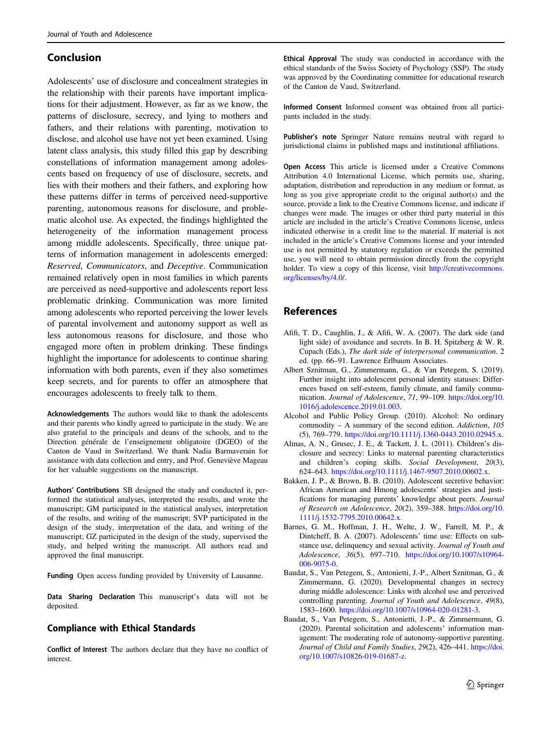## Conclusion

Adolescents' use of disclosure and concealment strategies in the relationship with their parents have important implications for their adjustment. However, as far as we know, the patterns of disclosure, secrecy, and lying to mothers and fathers, and their relations with parenting, motivation to disclose, and alcohol use have not yet been examined. Using latent class analysis, this study filled this gap by describing constellations of information management among adolescents based on frequency of use of disclosure, secrets, and lies with their mothers and their fathers, and exploring how these patterns differ in terms of perceived need-supportive parenting, autonomous reasons for disclosure, and problematic alcohol use. As expected, the findings highlighted the heterogeneity of the information management process among middle adolescents. Specifically, three unique patterns of information management in adolescents emerged: *Reserved*, *Communicators*, and *Deceptive*. Communication remained relatively open in most families in which parents are perceived as need-supportive and adolescents report less problematic drinking. Communication was more limited among adolescents who reported perceiving the lower levels of parental involvement and autonomy support as well as less autonomous reasons for disclosure, and those who engaged more often in problem drinking. These findings highlight the importance for adolescents to continue sharing information with both parents, even if they also sometimes keep secrets, and for parents to offer an atmosphere that encourages adolescents to freely talk to them.

**Acknowledgements** The authors would like to thank the adolescents and their parents who kindly agreed to participate in the study. We are also grateful to the principals and deans of the schools, and to the Direction générale de l'enseignement obligatoire (DGEO) of the Canton de Vaud in Switzerland. We thank Nadia Barmaverain for assistance with data collection and entry, and Prof. Geneviève Mageau for her valuable suggestions on the manuscript.

**Authors' Contributions** SB designed the study and conducted it, performed the statistical analyses, interpreted the results, and wrote the manuscript; GM participated in the statistical analyses, interpretation of the results, and writing of the manuscript; SVP participated in the design of the study, interpretation of the data, and writing of the manuscript; GZ participated in the design of the study, supervised the study, and helped writing the manuscript. All authors read and approved the final manuscript.

**Funding** Open access funding provided by University of Lausanne.

**Data Sharing Declaration** This manuscript's data will not be deposited.

## Compliance with Ethical Standards

**Conflict of Interest** The authors declare that they have no conflict of interest.

**Ethical Approval** The study was conducted in accordance with the ethical standards of the Swiss Society of Psychology (SSP). The study was approved by the Coordinating committee for educational research of the Canton de Vaud, Switzerland.

**Informed Consent** Informed consent was obtained from all participants included in the study.

**Publisher's note** Springer Nature remains neutral with regard to jurisdictional claims in published maps and institutional affiliations.

**Open Access** This article is licensed under a Creative Commons Attribution 4.0 International License, which permits use, sharing, adaptation, distribution and reproduction in any medium or format, as long as you give appropriate credit to the original author(s) and the source, provide a link to the Creative Commons license, and indicate if changes were made. The images or other third party material in this article are included in the article's Creative Commons license, unless indicated otherwise in a credit line to the material. If material is not included in the article's Creative Commons license and your intended use is not permitted by statutory regulation or exceeds the permitted use, you will need to obtain permission directly from the copyright holder. To view a copy of this license, visit http://creativecommons.org/licenses/by/4.0/.

## References

Afifi, T. D., Caughlin, J., & Afifi, W. A. (2007). The dark side (and light side) of avoidance and secrets. In B. H. Spitzberg & W. R. Cupach (Eds.), *The dark side of interpersonal communication*. 2 ed. (pp. 66–91. Lawrence Erlbaum Associates.

Albert Sznitman, G., Zimmermann, G., & Van Petegem, S. (2019). Further insight into adolescent personal identity statuses: Differences based on self-esteem, family climate, and family communication. *Journal of Adolescence*, *71*, 99–109. https://doi.org/10.1016/j.adolescence.2019.01.003.

Alcohol and Public Policy Group. (2010). Alcohol: No ordinary commodity – A summary of the second edition. *Addiction*, *105* (5), 769–779. https://doi.org/10.1111/j.1360-0443.2010.02945.x.

Almas, A. N., Grusec, J. E., & Tackett, J. L. (2011). Children's disclosure and secrecy: Links to maternal parenting characteristics and children's coping skills. *Social Development*, *20*(3), 624–643. https://doi.org/10.1111/j.1467-9507.2010.00602.x.

Bakken, J. P., & Brown, B. B. (2010). Adolescent secretive behavior: African American and Hmong adolescents' strategies and justifications for managing parents' knowledge about peers. *Journal of Research on Adolescence*, *20*(2), 359–388. https://doi.org/10.1111/j.1532-7795.2010.00642.x.

Barnes, G. M., Hoffman, J. H., Welte, J. W., Farrell, M. P., & Dintcheff, B. A. (2007). Adolescents' time use: Effects on substance use, delinquency and sexual activity. *Journal of Youth and Adolescence*, *36*(5), 697–710. https://doi.org/10.1007/s10964-006-9075-0.

Baudat, S., Van Petegem, S., Antonietti, J.-P., Albert Sznitman, G., & Zimmermann, G. (2020). Developmental changes in secrecy during middle adolescence: Links with alcohol use and perceived controlling parenting. *Journal of Youth and Adolescence*, *49*(8), 1583–1600. https://doi.org/10.1007/s10964-020-01281-3.

Baudat, S., Van Petegem, S., Antonietti, J.-P., & Zimmermann, G. (2020). Parental solicitation and adolescents' information management: The moderating role of autonomy-supportive parenting. *Journal of Child and Family Studies*, *29*(2), 426–441. https://doi.org/10.1007/s10826-019-01687-z.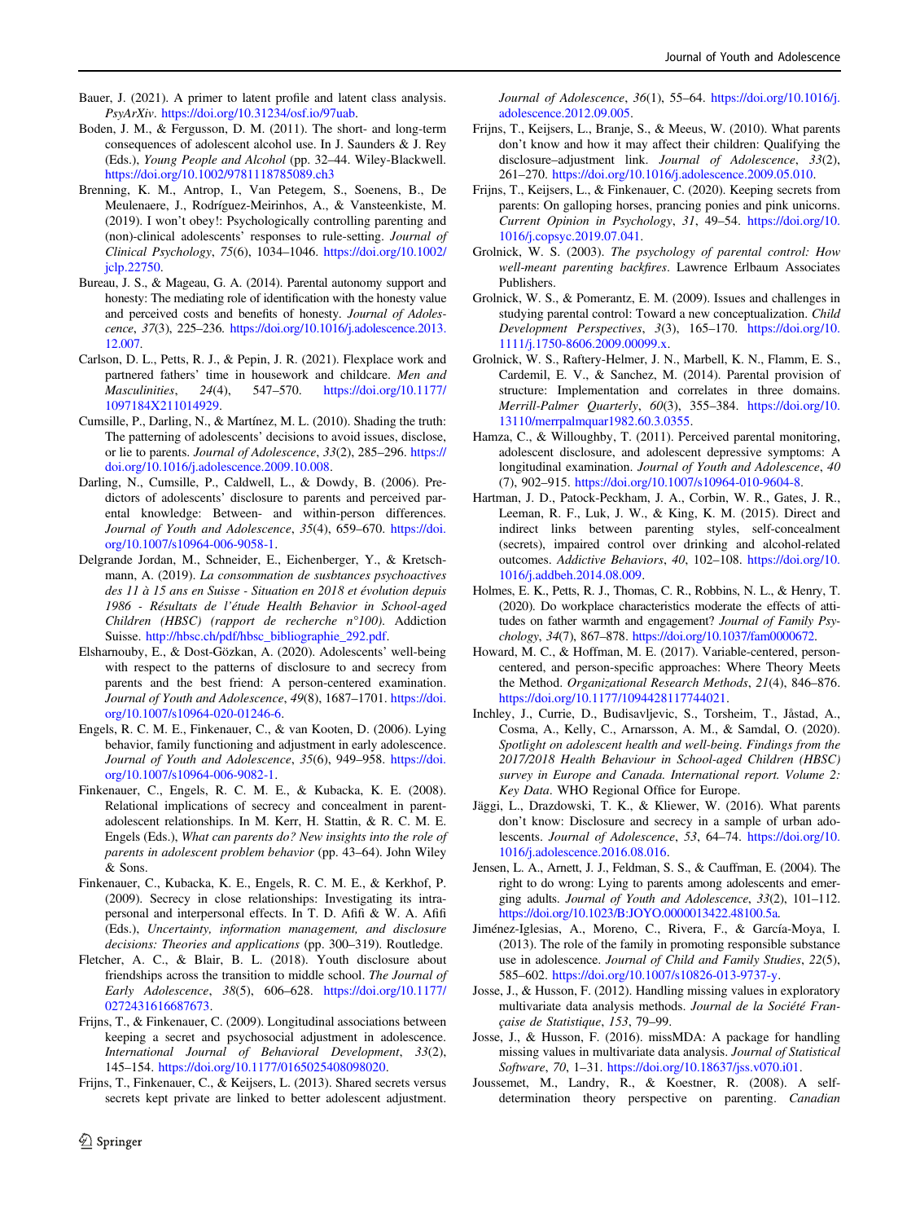Bauer, J. (2021). A primer to latent profile and latent class analysis. *PsyArXiv*. https://doi.org/10.31234/osf.io/97uab.

Boden, J. M., & Fergusson, D. M. (2011). The short- and long-term consequences of adolescent alcohol use. In J. Saunders & J. Rey (Eds.), *Young People and Alcohol* (pp. 32–44. Wiley-Blackwell. https://doi.org/10.1002/9781118785089.ch3

Brenning, K. M., Antrop, I., Van Petegem, S., Soenens, B., De Meulenaere, J., Rodríguez-Meirinhos, A., & Vansteenkiste, M. (2019). I won't obey!: Psychologically controlling parenting and (non)-clinical adolescents' responses to rule-setting. *Journal of Clinical Psychology*, *75*(6), 1034–1046. https://doi.org/10.1002/jclp.22750.

Bureau, J. S., & Mageau, G. A. (2014). Parental autonomy support and honesty: The mediating role of identification with the honesty value and perceived costs and benefits of honesty. *Journal of Adolescence*, *37*(3), 225–236. https://doi.org/10.1016/j.adolescence.2013.12.007.

Carlson, D. L., Petts, R. J., & Pepin, J. R. (2021). Flexplace work and partnered fathers' time in housework and childcare. *Men and Masculinities*, *24*(4), 547–570. https://doi.org/10.1177/1097184X211014929.

Cumsille, P., Darling, N., & Martínez, M. L. (2010). Shading the truth: The patterning of adolescents' decisions to avoid issues, disclose, or lie to parents. *Journal of Adolescence*, *33*(2), 285–296. https://doi.org/10.1016/j.adolescence.2009.10.008.

Darling, N., Cumsille, P., Caldwell, L., & Dowdy, B. (2006). Predictors of adolescents' disclosure to parents and perceived parental knowledge: Between- and within-person differences. *Journal of Youth and Adolescence*, *35*(4), 659–670. https://doi.org/10.1007/s10964-006-9058-1.

Delgrande Jordan, M., Schneider, E., Eichenberger, Y., & Kretschmann, A. (2019). *La consommation de substances psychoactives des 11 à 15 ans en Suisse - Situation en 2018 et évolution depuis 1986 - Résultats de l'étude Health Behavior in School-aged Children (HBSC) (rapport de recherche n°100)*. Addiction Suisse. http://hbsc.ch/pdf/hbsc_bibliographie_292.pdf.

Elsharnouby, E., & Dost-Gözkan, A. (2020). Adolescents' well-being with respect to the patterns of disclosure to and secrecy from parents and the best friend: A person-centered examination. *Journal of Youth and Adolescence*, *49*(8), 1687–1701. https://doi.org/10.1007/s10964-020-01246-6.

Engels, R. C. M. E., Finkenauer, C., & van Kooten, D. (2006). Lying behavior, family functioning and adjustment in early adolescence. *Journal of Youth and Adolescence*, *35*(6), 949–958. https://doi.org/10.1007/s10964-006-9082-1.

Finkenauer, C., Engels, R. C. M. E., & Kubacka, K. E. (2008). Relational implications of secrecy and concealment in parent-adolescent relationships. In M. Kerr, H. Stattin, & R. C. M. E. Engels (Eds.), *What can parents do? New insights into the role of parents in adolescent problem behavior* (pp. 43–64). John Wiley & Sons.

Finkenauer, C., Kubacka, K. E., Engels, R. C. M. E., & Kerkhof, P. (2009). Secrecy in close relationships: Investigating its intrapersonal and interpersonal effects. In T. D. Afifi & W. A. Afifi (Eds.), *Uncertainty, information management, and disclosure decisions: Theories and applications* (pp. 300–319). Routledge.

Fletcher, A. C., & Blair, B. L. (2018). Youth disclosure about friendships across the transition to middle school. *The Journal of Early Adolescence*, *38*(5), 606–628. https://doi.org/10.1177/0272431616687673.

Frijns, T., & Finkenauer, C. (2009). Longitudinal associations between keeping a secret and psychosocial adjustment in adolescence. *International Journal of Behavioral Development*, *33*(2), 145–154. https://doi.org/10.1177/0165025408098020.

Frijns, T., Finkenauer, C., & Keijsers, L. (2013). Shared secrets versus secrets kept private are linked to better adolescent adjustment. *Journal of Adolescence*, *36*(1), 55–64. https://doi.org/10.1016/j.adolescence.2012.09.005.

Frijns, T., Keijsers, L., Branje, S., & Meeus, W. (2010). What parents don't know and how it may affect their children: Qualifying the disclosure–adjustment link. *Journal of Adolescence*, *33*(2), 261–270. https://doi.org/10.1016/j.adolescence.2009.05.010.

Frijns, T., Keijsers, L., & Finkenauer, C. (2020). Keeping secrets from parents: On galloping horses, prancing ponies and pink unicorns. *Current Opinion in Psychology*, *31*, 49–54. https://doi.org/10.1016/j.copsyc.2019.07.041.

Grolnick, W. S. (2003). *The psychology of parental control: How well-meant parenting backfires*. Lawrence Erlbaum Associates Publishers.

Grolnick, W. S., & Pomerantz, E. M. (2009). Issues and challenges in studying parental control: Toward a new conceptualization. *Child Development Perspectives*, *3*(3), 165–170. https://doi.org/10.1111/j.1750-8606.2009.00099.x.

Grolnick, W. S., Raftery-Helmer, J. N., Marbell, K. N., Flamm, E. S., Cardemil, E. V., & Sanchez, M. (2014). Parental provision of structure: Implementation and correlates in three domains. *Merrill-Palmer Quarterly*, *60*(3), 355–384. https://doi.org/10.13110/merrpalmquar1982.60.3.0355.

Hamza, C., & Willoughby, T. (2011). Perceived parental monitoring, adolescent disclosure, and adolescent depressive symptoms: A longitudinal examination. *Journal of Youth and Adolescence*, *40* (7), 902–915. https://doi.org/10.1007/s10964-010-9604-8.

Hartman, J. D., Patock-Peckham, J. A., Corbin, W. R., Gates, J. R., Leeman, R. F., Luk, J. W., & King, K. M. (2015). Direct and indirect links between parenting styles, self-concealment (secrets), impaired control over drinking and alcohol-related outcomes. *Addictive Behaviors*, *40*, 102–108. https://doi.org/10.1016/j.addbeh.2014.08.009.

Holmes, E. K., Petts, R. J., Thomas, C. R., Robbins, N. L., & Henry, T. (2020). Do workplace characteristics moderate the effects of attitudes on father warmth and engagement? *Journal of Family Psychology*, *34*(7), 867–878. https://doi.org/10.1037/fam0000672.

Howard, M. C., & Hoffman, M. E. (2017). Variable-centered, person-centered, and person-specific approaches: Where Theory Meets the Method. *Organizational Research Methods*, *21*(4), 846–876. https://doi.org/10.1177/1094428117744021.

Inchley, J., Currie, D., Budisavljevic, S., Torsheim, T., Jåstad, A., Cosma, A., Kelly, C., Arnarsson, A. M., & Samdal, O. (2020). *Spotlight on adolescent health and well-being. Findings from the 2017/2018 Health Behaviour in School-aged Children (HBSC) survey in Europe and Canada. International report. Volume 2: Key Data*. WHO Regional Office for Europe.

Jäggi, L., Drazdowski, T. K., & Kliewer, W. (2016). What parents don't know: Disclosure and secrecy in a sample of urban adolescents. *Journal of Adolescence*, *53*, 64–74. https://doi.org/10.1016/j.adolescence.2016.08.016.

Jensen, L. A., Arnett, J. J., Feldman, S. S., & Cauffman, E. (2004). The right to do wrong: Lying to parents among adolescents and emerging adults. *Journal of Youth and Adolescence*, *33*(2), 101–112. https://doi.org/10.1023/B:JOYO.0000013422.48100.5a.

Jiménez-Iglesias, A., Moreno, C., Rivera, F., & García-Moya, I. (2013). The role of the family in promoting responsible substance use in adolescence. *Journal of Child and Family Studies*, *22*(5), 585–602. https://doi.org/10.1007/s10826-013-9737-y.

Josse, J., & Husson, F. (2012). Handling missing values in exploratory multivariate data analysis methods. *Journal de la Société Française de Statistique*, *153*, 79–99.

Josse, J., & Husson, F. (2016). missMDA: A package for handling missing values in multivariate data analysis. *Journal of Statistical Software*, *70*, 1–31. https://doi.org/10.18637/jss.v070.i01.

Joussemet, M., Landry, R., & Koestner, R. (2008). A self-determination theory perspective on parenting. *Canadian*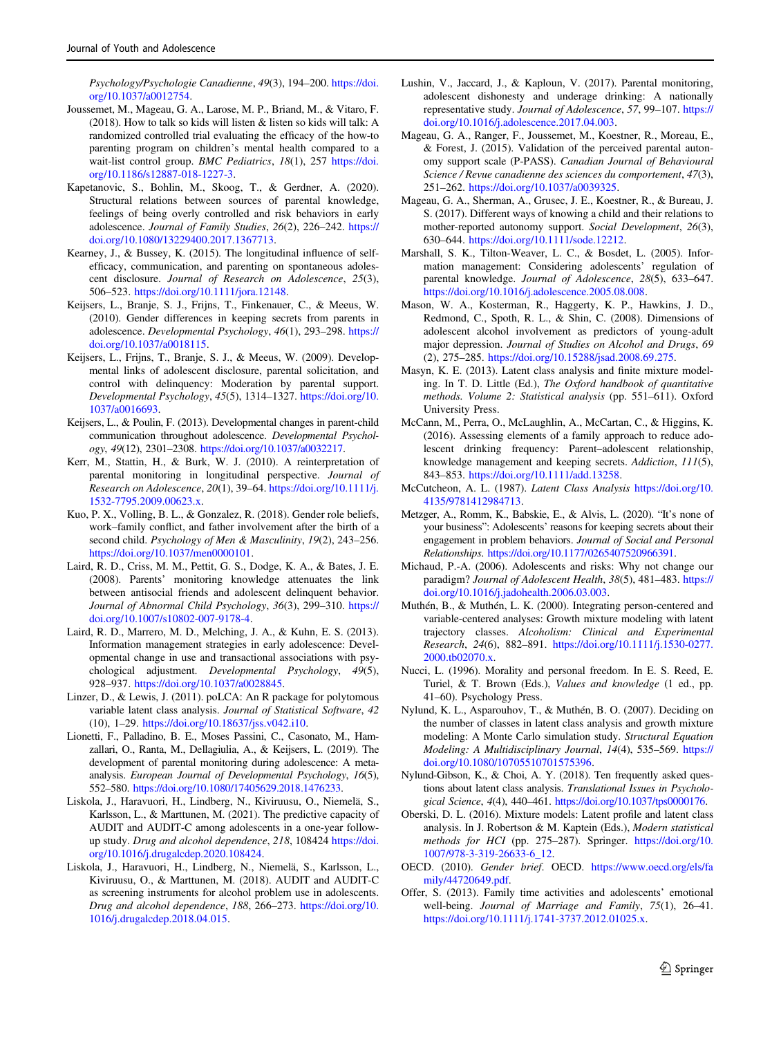*Psychology/Psychologie Canadienne*, *49*(3), 194–200. https://doi.org/10.1037/a0012754.

Joussemet, M., Mageau, G. A., Larose, M. P., Briand, M., & Vitaro, F. (2018). How to talk so kids will listen & listen so kids will talk: A randomized controlled trial evaluating the efficacy of the how-to parenting program on children's mental health compared to a wait-list control group. *BMC Pediatrics*, *18*(1), 257 https://doi.org/10.1186/s12887-018-1227-3.

Kapetanovic, S., Bohlin, M., Skoog, T., & Gerdner, A. (2020). Structural relations between sources of parental knowledge, feelings of being overly controlled and risk behaviors in early adolescence. *Journal of Family Studies*, *26*(2), 226–242. https://doi.org/10.1080/13229400.2017.1367713.

Kearney, J., & Bussey, K. (2015). The longitudinal influence of self-efficacy, communication, and parenting on spontaneous adolescent disclosure. *Journal of Research on Adolescence*, *25*(3), 506–523. https://doi.org/10.1111/jora.12148.

Keijsers, L., Branje, S. J., Frijns, T., Finkenauer, C., & Meeus, W. (2010). Gender differences in keeping secrets from parents in adolescence. *Developmental Psychology*, *46*(1), 293–298. https://doi.org/10.1037/a0018115.

Keijsers, L., Frijns, T., Branje, S. J., & Meeus, W. (2009). Developmental links of adolescent disclosure, parental solicitation, and control with delinquency: Moderation by parental support. *Developmental Psychology*, *45*(5), 1314–1327. https://doi.org/10.1037/a0016693.

Keijsers, L., & Poulin, F. (2013). Developmental changes in parent-child communication throughout adolescence. *Developmental Psychology*, *49*(12), 2301–2308. https://doi.org/10.1037/a0032217.

Kerr, M., Stattin, H., & Burk, W. J. (2010). A reinterpretation of parental monitoring in longitudinal perspective. *Journal of Research on Adolescence*, *20*(1), 39–64. https://doi.org/10.1111/j.1532-7795.2009.00623.x.

Kuo, P. X., Volling, B. L., & Gonzalez, R. (2018). Gender role beliefs, work–family conflict, and father involvement after the birth of a second child. *Psychology of Men & Masculinity*, *19*(2), 243–256. https://doi.org/10.1037/men0000101.

Laird, R. D., Criss, M. M., Pettit, G. S., Dodge, K. A., & Bates, J. E. (2008). Parents' monitoring knowledge attenuates the link between antisocial friends and adolescent delinquent behavior. *Journal of Abnormal Child Psychology*, *36*(3), 299–310. https://doi.org/10.1007/s10802-007-9178-4.

Laird, R. D., Marrero, M. D., Melching, J. A., & Kuhn, E. S. (2013). Information management strategies in early adolescence: Developmental change in use and transactional associations with psychological adjustment. *Developmental Psychology*, *49*(5), 928–937. https://doi.org/10.1037/a0028845.

Linzer, D., & Lewis, J. (2011). poLCA: An R package for polytomous variable latent class analysis. *Journal of Statistical Software*, *42* (10), 1–29. https://doi.org/10.18637/jss.v042.i10.

Lionetti, F., Palladino, B. E., Moses Passini, C., Casonato, M., Hamzallari, O., Ranta, M., Dellagiulia, A., & Keijsers, L. (2019). The development of parental monitoring during adolescence: A meta-analysis. *European Journal of Developmental Psychology*, *16*(5), 552–580. https://doi.org/10.1080/17405629.2018.1476233.

Liskola, J., Haravuori, H., Lindberg, N., Kiviruusu, O., Niemelä, S., Karlsson, L., & Marttunen, M. (2021). The predictive capacity of AUDIT and AUDIT-C among adolescents in a one-year follow-up study. *Drug and alcohol dependence*, *218*, 108424 https://doi.org/10.1016/j.drugalcdep.2020.108424.

Liskola, J., Haravuori, H., Lindberg, N., Niemelä, S., Karlsson, L., Kiviruusu, O., & Marttunen, M. (2018). AUDIT and AUDIT-C as screening instruments for alcohol problem use in adolescents. *Drug and alcohol dependence*, *188*, 266–273. https://doi.org/10.1016/j.drugalcdep.2018.04.015.

Lushin, V., Jaccard, J., & Kaploun, V. (2017). Parental monitoring, adolescent dishonesty and underage drinking: A nationally representative study. *Journal of Adolescence*, *57*, 99–107. https://doi.org/10.1016/j.adolescence.2017.04.003.

Mageau, G. A., Ranger, F., Joussemet, M., Koestner, R., Moreau, E., & Forest, J. (2015). Validation of the perceived parental autonomy support scale (P-PASS). *Canadian Journal of Behavioural Science / Revue canadienne des sciences du comportement*, *47*(3), 251–262. https://doi.org/10.1037/a0039325.

Mageau, G. A., Sherman, A., Grusec, J. E., Koestner, R., & Bureau, J. S. (2017). Different ways of knowing a child and their relations to mother-reported autonomy support. *Social Development*, *26*(3), 630–644. https://doi.org/10.1111/sode.12212.

Marshall, S. K., Tilton-Weaver, L. C., & Bosdet, L. (2005). Information management: Considering adolescents' regulation of parental knowledge. *Journal of Adolescence*, *28*(5), 633–647. https://doi.org/10.1016/j.adolescence.2005.08.008.

Mason, W. A., Kosterman, R., Haggerty, K. P., Hawkins, J. D., Redmond, C., Spoth, R. L., & Shin, C. (2008). Dimensions of adolescent alcohol involvement as predictors of young-adult major depression. *Journal of Studies on Alcohol and Drugs*, *69* (2), 275–285. https://doi.org/10.15288/jsad.2008.69.275.

Masyn, K. E. (2013). Latent class analysis and finite mixture modeling. In T. D. Little (Ed.), *The Oxford handbook of quantitative methods. Volume 2: Statistical analysis* (pp. 551–611). Oxford University Press.

McCann, M., Perra, O., McLaughlin, A., McCartan, C., & Higgins, K. (2016). Assessing elements of a family approach to reduce adolescent drinking frequency: Parent–adolescent relationship, knowledge management and keeping secrets. *Addiction*, *111*(5), 843–853. https://doi.org/10.1111/add.13258.

McCutcheon, A. L. (1987). *Latent Class Analysis* https://doi.org/10.4135/9781412984713.

Metzger, A., Romm, K., Babskie, E., & Alvis, L. (2020). "It's none of your business": Adolescents' reasons for keeping secrets about their engagement in problem behaviors. *Journal of Social and Personal Relationships*. https://doi.org/10.1177/0265407520966391.

Michaud, P.-A. (2006). Adolescents and risks: Why not change our paradigm? *Journal of Adolescent Health*, *38*(5), 481–483. https://doi.org/10.1016/j.jadohealth.2006.03.003.

Muthén, B., & Muthén, L. K. (2000). Integrating person-centered and variable-centered analyses: Growth mixture modeling with latent trajectory classes. *Alcoholism: Clinical and Experimental Research*, *24*(6), 882–891. https://doi.org/10.1111/j.1530-0277.2000.tb02070.x.

Nucci, L. (1996). Morality and personal freedom. In E. S. Reed, E. Turiel, & T. Brown (Eds.), *Values and knowledge* (1 ed., pp. 41–60). Psychology Press.

Nylund, K. L., Asparouhov, T., & Muthén, B. O. (2007). Deciding on the number of classes in latent class analysis and growth mixture modeling: A Monte Carlo simulation study. *Structural Equation Modeling: A Multidisciplinary Journal*, *14*(4), 535–569. https://doi.org/10.1080/10705510701575396.

Nylund-Gibson, K., & Choi, A. Y. (2018). Ten frequently asked questions about latent class analysis. *Translational Issues in Psychological Science*, *4*(4), 440–461. https://doi.org/10.1037/tps0000176.

Oberski, D. L. (2016). Mixture models: Latent profile and latent class analysis. In J. Robertson & M. Kaptein (Eds.), *Modern statistical methods for HCI* (pp. 275–287). Springer. https://doi.org/10.1007/978-3-319-26633-6_12.

OECD. (2010). *Gender brief*. OECD. https://www.oecd.org/els/family/44720649.pdf.

Offer, S. (2013). Family time activities and adolescents' emotional well-being. *Journal of Marriage and Family*, *75*(1), 26–41. https://doi.org/10.1111/j.1741-3737.2012.01025.x.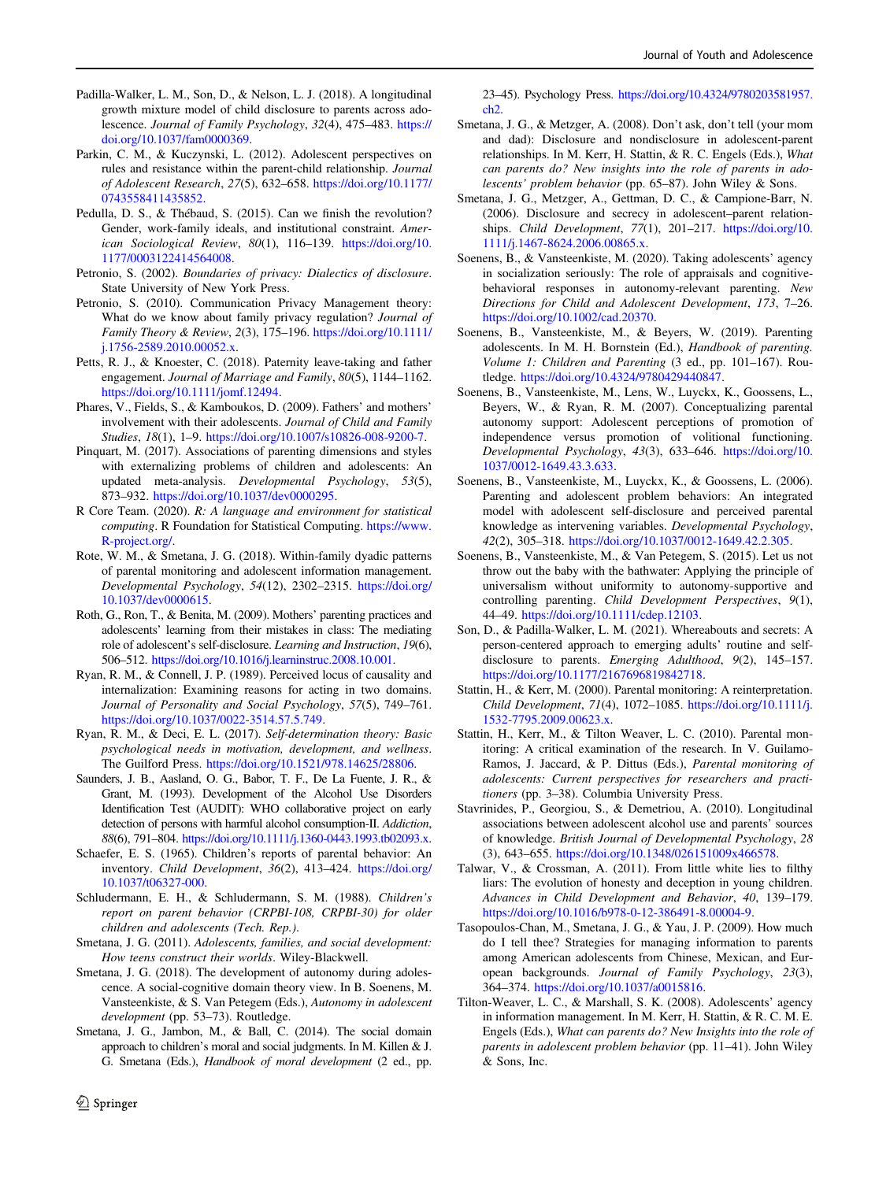Padilla-Walker, L. M., Son, D., & Nelson, L. J. (2018). A longitudinal growth mixture model of child disclosure to parents across adolescence. *Journal of Family Psychology*, *32*(4), 475–483. https://doi.org/10.1037/fam0000369.

Parkin, C. M., & Kuczynski, L. (2012). Adolescent perspectives on rules and resistance within the parent-child relationship. *Journal of Adolescent Research*, *27*(5), 632–658. https://doi.org/10.1177/0743558411435852.

Pedulla, D. S., & Thébaud, S. (2015). Can we finish the revolution? Gender, work-family ideals, and institutional constraint. *American Sociological Review*, *80*(1), 116–139. https://doi.org/10.1177/0003122414564008.

Petronio, S. (2002). *Boundaries of privacy: Dialectics of disclosure*. State University of New York Press.

Petronio, S. (2010). Communication Privacy Management theory: What do we know about family privacy regulation? *Journal of Family Theory & Review*, *2*(3), 175–196. https://doi.org/10.1111/j.1756-2589.2010.00052.x.

Petts, R. J., & Knoester, C. (2018). Paternity leave-taking and father engagement. *Journal of Marriage and Family*, *80*(5), 1144–1162. https://doi.org/10.1111/jomf.12494.

Phares, V., Fields, S., & Kamboukos, D. (2009). Fathers' and mothers' involvement with their adolescents. *Journal of Child and Family Studies*, *18*(1), 1–9. https://doi.org/10.1007/s10826-008-9200-7.

Pinquart, M. (2017). Associations of parenting dimensions and styles with externalizing problems of children and adolescents: An updated meta-analysis. *Developmental Psychology*, *53*(5), 873–932. https://doi.org/10.1037/dev0000295.

R Core Team. (2020). *R: A language and environment for statistical computing*. R Foundation for Statistical Computing. https://www.R-project.org/.

Rote, W. M., & Smetana, J. G. (2018). Within-family dyadic patterns of parental monitoring and adolescent information management. *Developmental Psychology*, *54*(12), 2302–2315. https://doi.org/10.1037/dev0000615.

Roth, G., Ron, T., & Benita, M. (2009). Mothers' parenting practices and adolescents' learning from their mistakes in class: The mediating role of adolescent's self-disclosure. *Learning and Instruction*, *19*(6), 506–512. https://doi.org/10.1016/j.learninstruc.2008.10.001.

Ryan, R. M., & Connell, J. P. (1989). Perceived locus of causality and internalization: Examining reasons for acting in two domains. *Journal of Personality and Social Psychology*, *57*(5), 749–761. https://doi.org/10.1037/0022-3514.57.5.749.

Ryan, R. M., & Deci, E. L. (2017). *Self-determination theory: Basic psychological needs in motivation, development, and wellness*. The Guilford Press. https://doi.org/10.1521/978.14625/28806.

Saunders, J. B., Aasland, O. G., Babor, T. F., De La Fuente, J. R., & Grant, M. (1993). Development of the Alcohol Use Disorders Identification Test (AUDIT): WHO collaborative project on early detection of persons with harmful alcohol consumption-II. *Addiction*, *88*(6), 791–804. https://doi.org/10.1111/j.1360-0443.1993.tb02093.x.

Schaefer, E. S. (1965). Children's reports of parental behavior: An inventory. *Child Development*, *36*(2), 413–424. https://doi.org/10.1037/t06327-000.

Schludermann, E. H., & Schludermann, S. M. (1988). *Children's report on parent behavior (CRPBI-108, CRPBI-30) for older children and adolescents (Tech. Rep.)*.

Smetana, J. G. (2011). *Adolescents, families, and social development: How teens construct their worlds*. Wiley-Blackwell.

Smetana, J. G. (2018). The development of autonomy during adolescence. A social-cognitive domain theory view. In B. Soenens, M. Vansteenkiste, & S. Van Petegem (Eds.), *Autonomy in adolescent development* (pp. 53–73). Routledge.

Smetana, J. G., Jambon, M., & Ball, C. (2014). The social domain approach to children's moral and social judgments. In M. Killen & J. G. Smetana (Eds.), *Handbook of moral development* (2 ed., pp. 23–45). Psychology Press. https://doi.org/10.4324/9780203581957.ch2.

Smetana, J. G., & Metzger, A. (2008). Don't ask, don't tell (your mom and dad): Disclosure and nondisclosure in adolescent-parent relationships. In M. Kerr, H. Stattin, & R. C. Engels (Eds.), *What can parents do? New insights into the role of parents in adolescents' problem behavior* (pp. 65–87). John Wiley & Sons.

Smetana, J. G., Metzger, A., Gettman, D. C., & Campione-Barr, N. (2006). Disclosure and secrecy in adolescent–parent relationships. *Child Development*, *77*(1), 201–217. https://doi.org/10.1111/j.1467-8624.2006.00865.x.

Soenens, B., & Vansteenkiste, M. (2020). Taking adolescents' agency in socialization seriously: The role of appraisals and cognitive-behavioral responses in autonomy-relevant parenting. *New Directions for Child and Adolescent Development*, *173*, 7–26. https://doi.org/10.1002/cad.20370.

Soenens, B., Vansteenkiste, M., & Beyers, W. (2019). Parenting adolescents. In M. H. Bornstein (Ed.), *Handbook of parenting. Volume 1: Children and Parenting* (3 ed., pp. 101–167). Routledge. https://doi.org/10.4324/9780429440847.

Soenens, B., Vansteenkiste, M., Lens, W., Luyckx, K., Goossens, L., Beyers, W., & Ryan, R. M. (2007). Conceptualizing parental autonomy support: Adolescent perceptions of promotion of independence versus promotion of volitional functioning. *Developmental Psychology*, *43*(3), 633–646. https://doi.org/10.1037/0012-1649.43.3.633.

Soenens, B., Vansteenkiste, M., Luyckx, K., & Goossens, L. (2006). Parenting and adolescent problem behaviors: An integrated model with adolescent self-disclosure and perceived parental knowledge as intervening variables. *Developmental Psychology*, *42*(2), 305–318. https://doi.org/10.1037/0012-1649.42.2.305.

Soenens, B., Vansteenkiste, M., & Van Petegem, S. (2015). Let us not throw out the baby with the bathwater: Applying the principle of universalism without uniformity to autonomy-supportive and controlling parenting. *Child Development Perspectives*, *9*(1), 44–49. https://doi.org/10.1111/cdep.12103.

Son, D., & Padilla-Walker, L. M. (2021). Whereabouts and secrets: A person-centered approach to emerging adults' routine and self-disclosure to parents. *Emerging Adulthood*, *9*(2), 145–157. https://doi.org/10.1177/2167696819842718.

Stattin, H., & Kerr, M. (2000). Parental monitoring: A reinterpretation. *Child Development*, *71*(4), 1072–1085. https://doi.org/10.1111/j.1532-7795.2009.00623.x.

Stattin, H., Kerr, M., & Tilton Weaver, L. C. (2010). Parental monitoring: A critical examination of the research. In V. Guilamo-Ramos, J. Jaccard, & P. Dittus (Eds.), *Parental monitoring of adolescents: Current perspectives for researchers and practitioners* (pp. 3–38). Columbia University Press.

Stavrinides, P., Georgiou, S., & Demetriou, A. (2010). Longitudinal associations between adolescent alcohol use and parents' sources of knowledge. *British Journal of Developmental Psychology*, *28*(3), 643–655. https://doi.org/10.1348/026151009x466578.

Talwar, V., & Crossman, A. (2011). From little white lies to filthy liars: The evolution of honesty and deception in young children. *Advances in Child Development and Behavior*, *40*, 139–179. https://doi.org/10.1016/b978-0-12-386491-8.00004-9.

Tasopoulos-Chan, M., Smetana, J. G., & Yau, J. P. (2009). How much do I tell thee? Strategies for managing information to parents among American adolescents from Chinese, Mexican, and European backgrounds. *Journal of Family Psychology*, *23*(3), 364–374. https://doi.org/10.1037/a0015816.

Tilton-Weaver, L. C., & Marshall, S. K. (2008). Adolescents' agency in information management. In M. Kerr, H. Stattin, & R. C. M. E. Engels (Eds.), *What can parents do? New Insights into the role of parents in adolescent problem behavior* (pp. 11–41). John Wiley & Sons, Inc.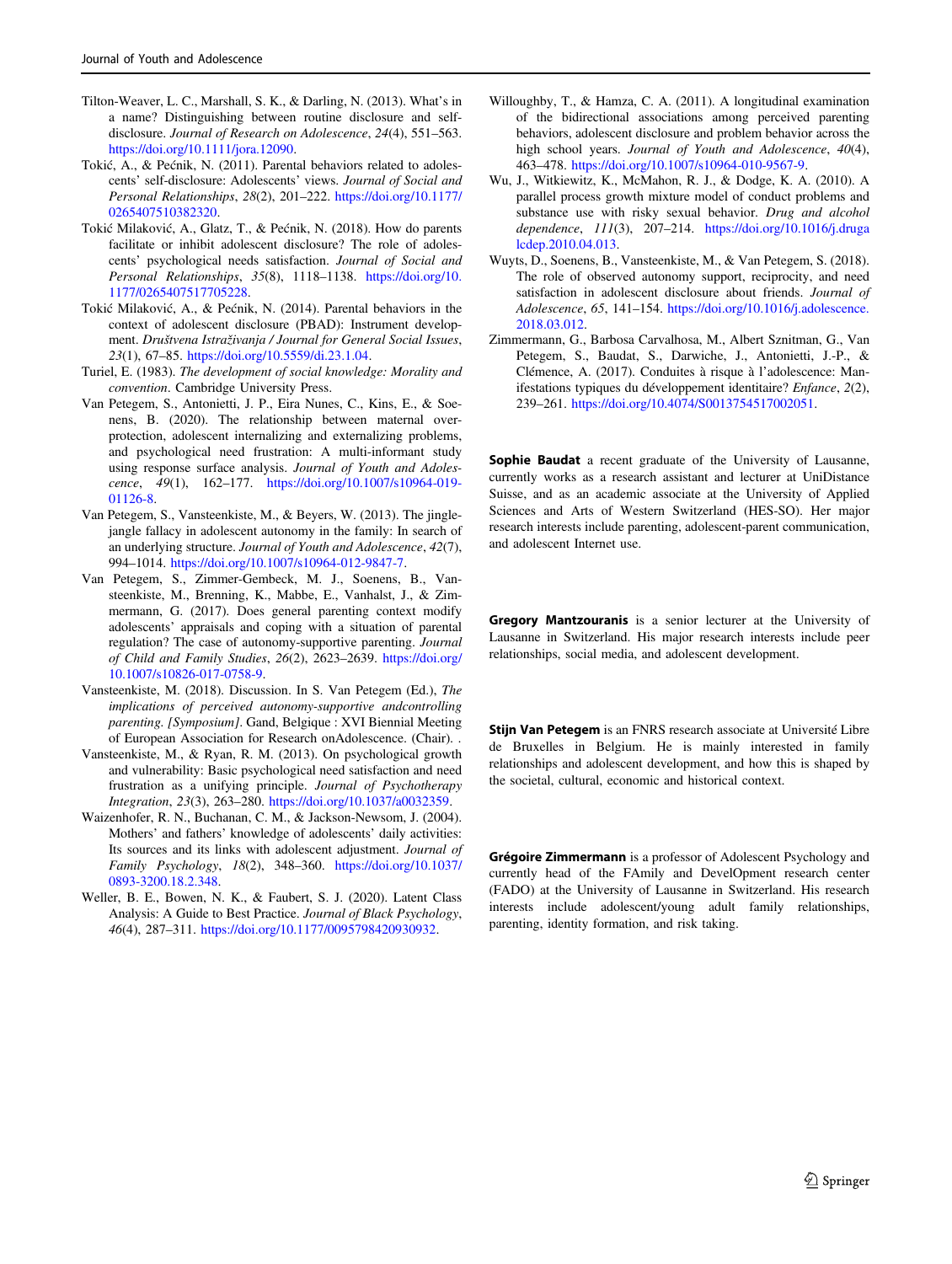Tilton-Weaver, L. C., Marshall, S. K., & Darling, N. (2013). What's in a name? Distinguishing between routine disclosure and self-disclosure. *Journal of Research on Adolescence*, *24*(4), 551–563. https://doi.org/10.1111/jora.12090.

Tokić, A., & Pećnik, N. (2011). Parental behaviors related to adolescents' self-disclosure: Adolescents' views. *Journal of Social and Personal Relationships*, *28*(2), 201–222. https://doi.org/10.1177/0265407510382320.

Tokić Milaković, A., Glatz, T., & Pećnik, N. (2018). How do parents facilitate or inhibit adolescent disclosure? The role of adolescents' psychological needs satisfaction. *Journal of Social and Personal Relationships*, *35*(8), 1118–1138. https://doi.org/10.1177/0265407517705228.

Tokić Milaković, A., & Pećnik, N. (2014). Parental behaviors in the context of adolescent disclosure (PBAD): Instrument development. *Društvena Istraživanja / Journal for General Social Issues*, *23*(1), 67–85. https://doi.org/10.5559/di.23.1.04.

Turiel, E. (1983). *The development of social knowledge: Morality and convention*. Cambridge University Press.

Van Petegem, S., Antonietti, J. P., Eira Nunes, C., Kins, E., & Soenens, B. (2020). The relationship between maternal overprotection, adolescent internalizing and externalizing problems, and psychological need frustration: A multi-informant study using response surface analysis. *Journal of Youth and Adolescence*, *49*(1), 162–177. https://doi.org/10.1007/s10964-019-01126-8.

Van Petegem, S., Vansteenkiste, M., & Beyers, W. (2013). The jingle-jangle fallacy in adolescent autonomy in the family: In search of an underlying structure. *Journal of Youth and Adolescence*, *42*(7), 994–1014. https://doi.org/10.1007/s10964-012-9847-7.

Van Petegem, S., Zimmer-Gembeck, M. J., Soenens, B., Vansteenkiste, M., Brenning, K., Mabbe, E., Vanhalst, J., & Zimmermann, G. (2017). Does general parenting context modify adolescents' appraisals and coping with a situation of parental regulation? The case of autonomy-supportive parenting. *Journal of Child and Family Studies*, *26*(2), 2623–2639. https://doi.org/10.1007/s10826-017-0758-9.

Vansteenkiste, M. (2018). Discussion. In S. Van Petegem (Ed.), *The implications of perceived autonomy-supportive andcontrolling parenting. [Symposium]*. Gand, Belgique : XVI Biennial Meeting of European Association for Research onAdolescence. (Chair). .

Vansteenkiste, M., & Ryan, R. M. (2013). On psychological growth and vulnerability: Basic psychological need satisfaction and need frustration as a unifying principle. *Journal of Psychotherapy Integration*, *23*(3), 263–280. https://doi.org/10.1037/a0032359.

Waizenhofer, R. N., Buchanan, C. M., & Jackson-Newsom, J. (2004). Mothers' and fathers' knowledge of adolescents' daily activities: Its sources and its links with adolescent adjustment. *Journal of Family Psychology*, *18*(2), 348–360. https://doi.org/10.1037/0893-3200.18.2.348.

Weller, B. E., Bowen, N. K., & Faubert, S. J. (2020). Latent Class Analysis: A Guide to Best Practice. *Journal of Black Psychology*, *46*(4), 287–311. https://doi.org/10.1177/0095798420930932.

Willoughby, T., & Hamza, C. A. (2011). A longitudinal examination of the bidirectional associations among perceived parenting behaviors, adolescent disclosure and problem behavior across the high school years. *Journal of Youth and Adolescence*, *40*(4), 463–478. https://doi.org/10.1007/s10964-010-9567-9.

Wu, J., Witkiewitz, K., McMahon, R. J., & Dodge, K. A. (2010). A parallel process growth mixture model of conduct problems and substance use with risky sexual behavior. *Drug and alcohol dependence*, *111*(3), 207–214. https://doi.org/10.1016/j.drugalcdep.2010.04.013.

Wuyts, D., Soenens, B., Vansteenkiste, M., & Van Petegem, S. (2018). The role of observed autonomy support, reciprocity, and need satisfaction in adolescent disclosure about friends. *Journal of Adolescence*, *65*, 141–154. https://doi.org/10.1016/j.adolescence.2018.03.012.

Zimmermann, G., Barbosa Carvalhosa, M., Albert Sznitman, G., Van Petegem, S., Baudat, S., Darwiche, J., Antonietti, J.-P., & Clémence, A. (2017). Conduites à risque à l'adolescence: Manifestations typiques du développement identitaire? *Enfance*, *2*(2), 239–261. https://doi.org/10.4074/S0013754517002051.

**Sophie Baudat** a recent graduate of the University of Lausanne, currently works as a research assistant and lecturer at UniDistance Suisse, and as an academic associate at the University of Applied Sciences and Arts of Western Switzerland (HES-SO). Her major research interests include parenting, adolescent-parent communication, and adolescent Internet use.

**Gregory Mantzouranis** is a senior lecturer at the University of Lausanne in Switzerland. His major research interests include peer relationships, social media, and adolescent development.

**Stijn Van Petegem** is an FNRS research associate at Université Libre de Bruxelles in Belgium. He is mainly interested in family relationships and adolescent development, and how this is shaped by the societal, cultural, economic and historical context.

**Grégoire Zimmermann** is a professor of Adolescent Psychology and currently head of the FAmily and DevelOpment research center (FADO) at the University of Lausanne in Switzerland. His research interests include adolescent/young adult family relationships, parenting, identity formation, and risk taking.